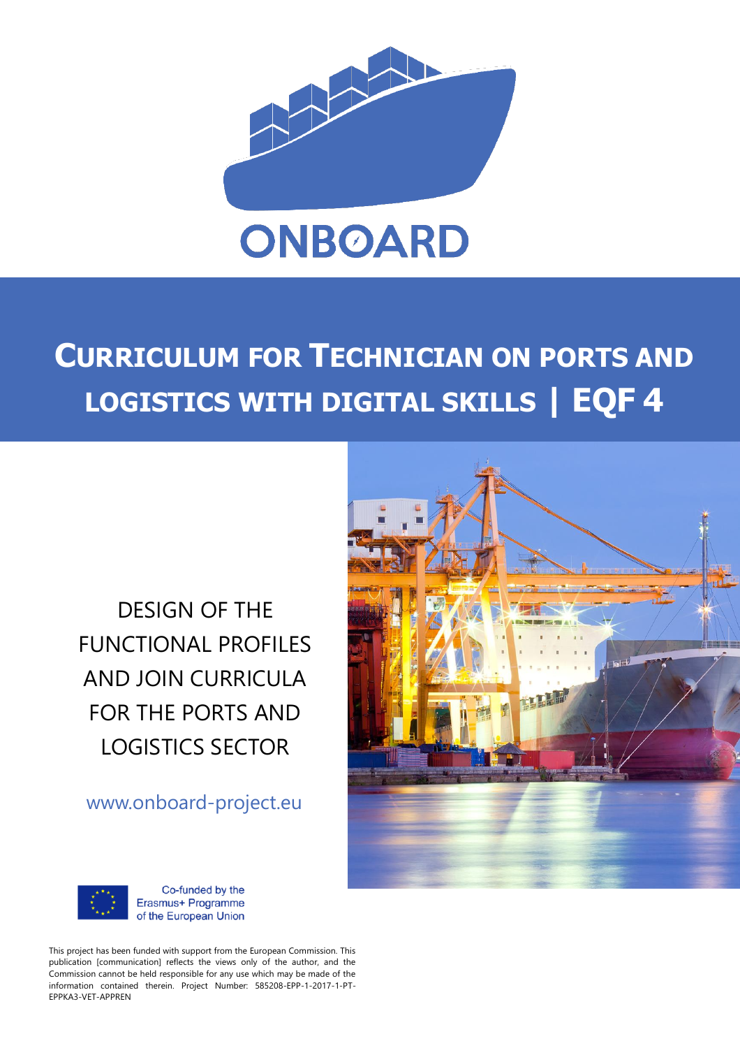ONBOARD

# Curriculum for Technician on ports and logistics with digital skills | EQF 4

DESIGN OF THE FUNCTIONAL PROFILES AND JOIN CURRICULA FOR THE PORTS AND LOGISTICS SECTOR

www.onboard-project.eu

Co-funded by the Erasmus+ Programme of the European Union

This project has been funded with support from the European Commission. This publication [communication] reflects the views only of the author, and the Commission cannot be held responsible for any use which may be made of the information contained therein. Project Number: 585208-EPP-1-2017-1-PT-EPPKA3-VET-APPREN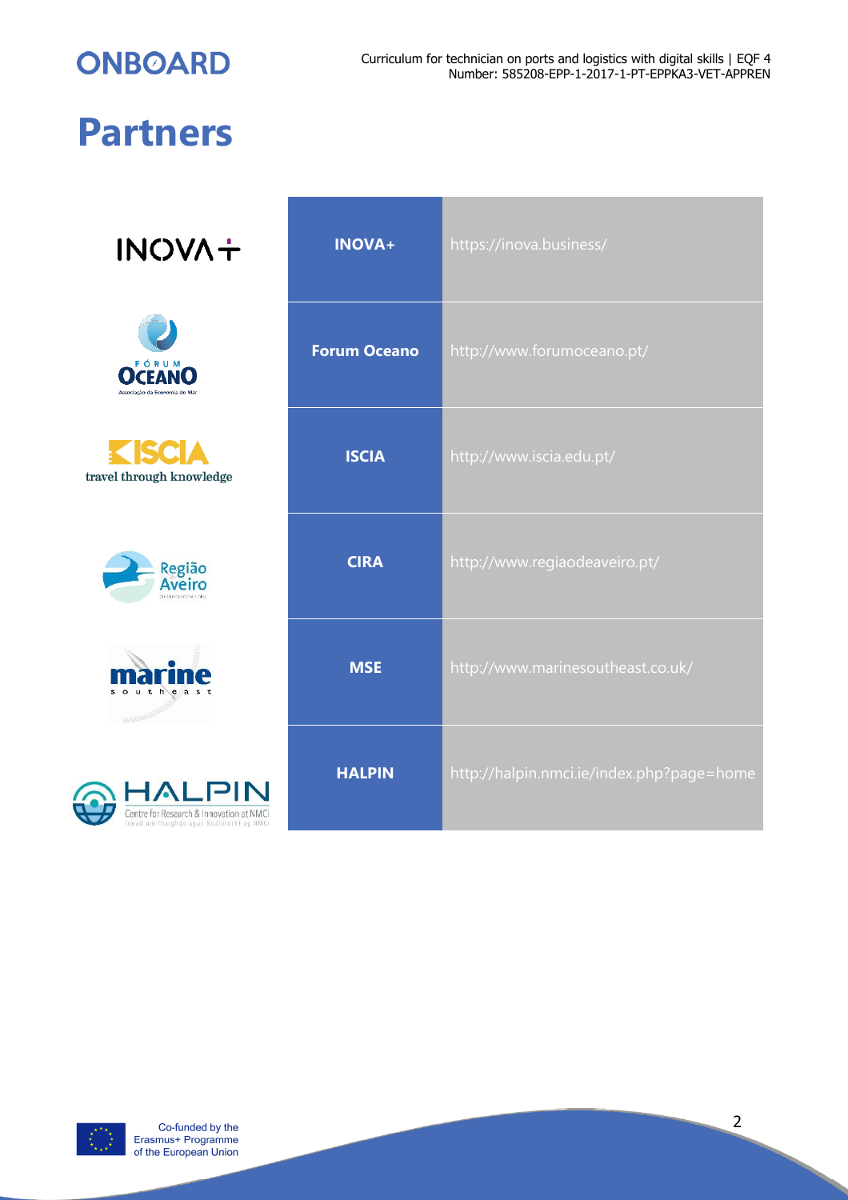# Partners

| | | |
|---|---|---|
| INOVA+ | INOVA+ | https://inova.business/ |
| FÓRUM OCEANO Associação da Economia do Mar | Forum Oceano | http://www.forumoceano.pt/ |
| ISCIA travel through knowledge | ISCIA | http://www.iscia.edu.pt/ |
| Região Aveiro | CIRA | http://www.regiaodeaveiro.pt/ |
| marine south east | MSE | http://www.marinesoutheast.co.uk/ |
| HALPIN Centre for Research & Innovation at NMCI | HALPIN | http://halpin.nmci.ie/index.php?page=home |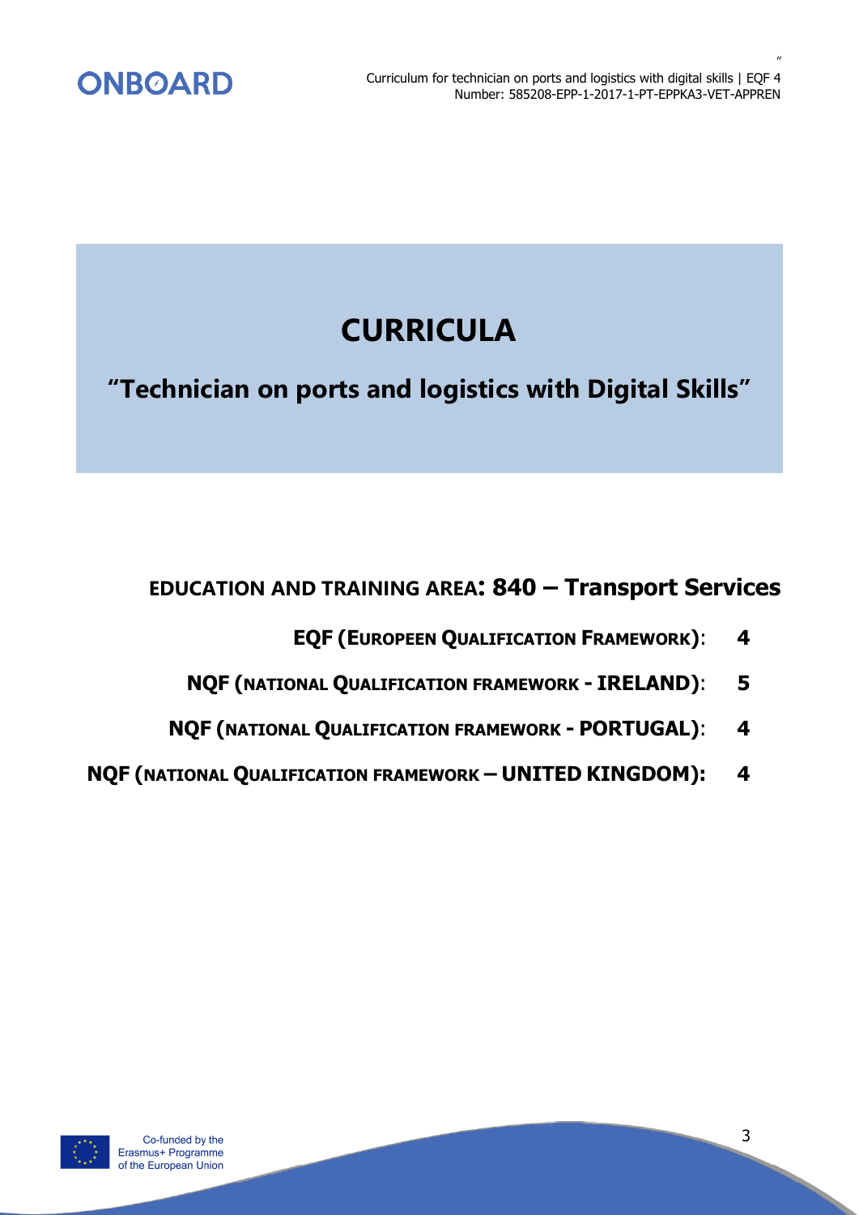# CURRICULA

## "Technician on ports and logistics with Digital Skills"

**EDUCATION AND TRAINING AREA: 840 – Transport Services**

**EQF (EUROPEEN QUALIFICATION FRAMEWORK): 4**

**NQF (NATIONAL QUALIFICATION FRAMEWORK - IRELAND): 5**

**NQF (NATIONAL QUALIFICATION FRAMEWORK - PORTUGAL): 4**

**NQF (NATIONAL QUALIFICATION FRAMEWORK – UNITED KINGDOM): 4**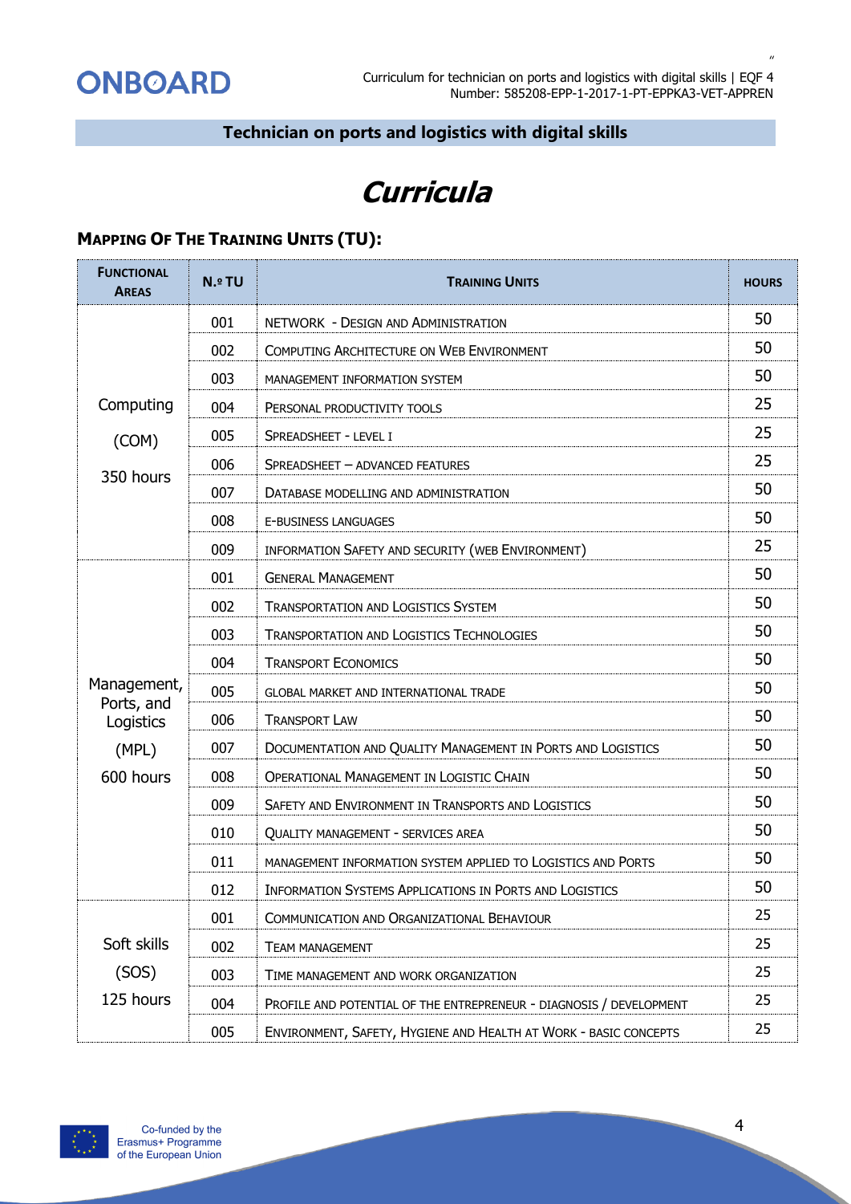**Technician on ports and logistics with digital skills**

# *Curricula*

## Mapping Of The Training Units (TU):

| Functional Areas | N.º TU | Training Units | Hours |
|---|---|---|---|
| Computing (COM) 350 hours | 001 | Network - Design and Administration | 50 |
| | 002 | Computing Architecture on Web Environment | 50 |
| | 003 | Management Information System | 50 |
| | 004 | Personal Productivity Tools | 25 |
| | 005 | Spreadsheet - Level I | 25 |
| | 006 | Spreadsheet – Advanced Features | 25 |
| | 007 | Database Modelling and Administration | 50 |
| | 008 | E-Business Languages | 50 |
| | 009 | Information Safety and Security (Web Environment) | 25 |
| Management, Ports, and Logistics (MPL) 600 hours | 001 | General Management | 50 |
| | 002 | Transportation and Logistics System | 50 |
| | 003 | Transportation and Logistics Technologies | 50 |
| | 004 | Transport Economics | 50 |
| | 005 | Global Market and International Trade | 50 |
| | 006 | Transport Law | 50 |
| | 007 | Documentation and Quality Management in Ports and Logistics | 50 |
| | 008 | Operational Management in Logistic Chain | 50 |
| | 009 | Safety and Environment in Transports and Logistics | 50 |
| | 010 | Quality Management - Services Area | 50 |
| | 011 | Management Information System Applied to Logistics and Ports | 50 |
| | 012 | Information Systems Applications in Ports and Logistics | 50 |
| Soft skills (SOS) 125 hours | 001 | Communication and Organizational Behaviour | 25 |
| | 002 | Team Management | 25 |
| | 003 | Time Management and Work Organization | 25 |
| | 004 | Profile and Potential of the Entrepreneur - Diagnosis / Development | 25 |
| | 005 | Environment, Safety, Hygiene and Health at Work - Basic Concepts | 25 |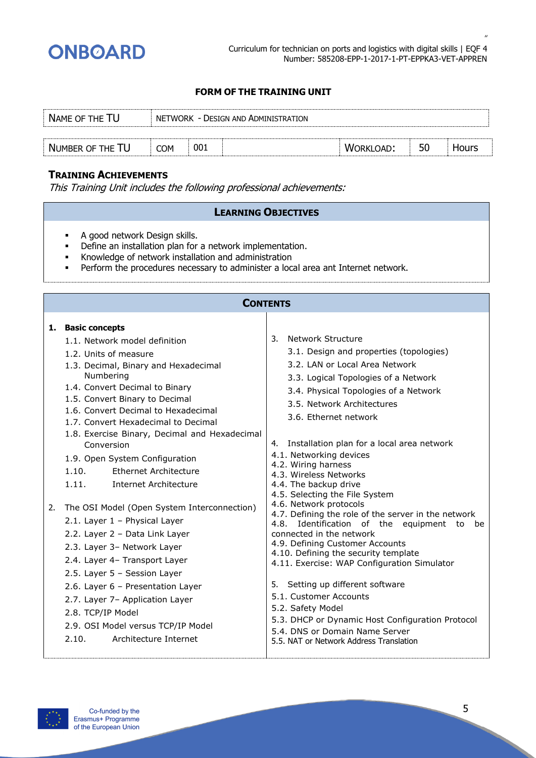### FORM OF THE TRAINING UNIT

| NAME OF THE TU | NETWORK - DESIGN AND ADMINISTRATION | | | | | |
|---|---|---|---|---|---|---|
| NUMBER OF THE TU | COM | 001 | | WORKLOAD: | 50 | Hours |

### TRAINING ACHIEVEMENTS

*This Training Unit includes the following professional achievements:*

#### LEARNING OBJECTIVES

- A good network Design skills.
- Define an installation plan for a network implementation.
- Knowledge of network installation and administration
- Perform the procedures necessary to administer a local area ant Internet network.

#### CONTENTS

1. **Basic concepts**
   - 1.1. Network model definition
   - 1.2. Units of measure
   - 1.3. Decimal, Binary and Hexadecimal Numbering
   - 1.4. Convert Decimal to Binary
   - 1.5. Convert Binary to Decimal
   - 1.6. Convert Decimal to Hexadecimal
   - 1.7. Convert Hexadecimal to Decimal
   - 1.8. Exercise Binary, Decimal and Hexadecimal Conversion
   - 1.9. Open System Configuration
   - 1.10. Ethernet Architecture
   - 1.11. Internet Architecture
2. The OSI Model (Open System Interconnection)
   - 2.1. Layer 1 – Physical Layer
   - 2.2. Layer 2 – Data Link Layer
   - 2.3. Layer 3– Network Layer
   - 2.4. Layer 4– Transport Layer
   - 2.5. Layer 5 – Session Layer
   - 2.6. Layer 6 – Presentation Layer
   - 2.7. Layer 7– Application Layer
   - 2.8. TCP/IP Model
   - 2.9. OSI Model versus TCP/IP Model
   - 2.10. Architecture Internet
3. Network Structure
   - 3.1. Design and properties (topologies)
   - 3.2. LAN or Local Area Network
   - 3.3. Logical Topologies of a Network
   - 3.4. Physical Topologies of a Network
   - 3.5. Network Architectures
   - 3.6. Ethernet network
4. Installation plan for a local area network
   - 4.1. Networking devices
   - 4.2. Wiring harness
   - 4.3. Wireless Networks
   - 4.4. The backup drive
   - 4.5. Selecting the File System
   - 4.6. Network protocols
   - 4.7. Defining the role of the server in the network
   - 4.8. Identification of the equipment to be connected in the network
   - 4.9. Defining Customer Accounts
   - 4.10. Defining the security template
   - 4.11. Exercise: WAP Configuration Simulator
5. Setting up different software
   - 5.1. Customer Accounts
   - 5.2. Safety Model
   - 5.3. DHCP or Dynamic Host Configuration Protocol
   - 5.4. DNS or Domain Name Server
   - 5.5. NAT or Network Address Translation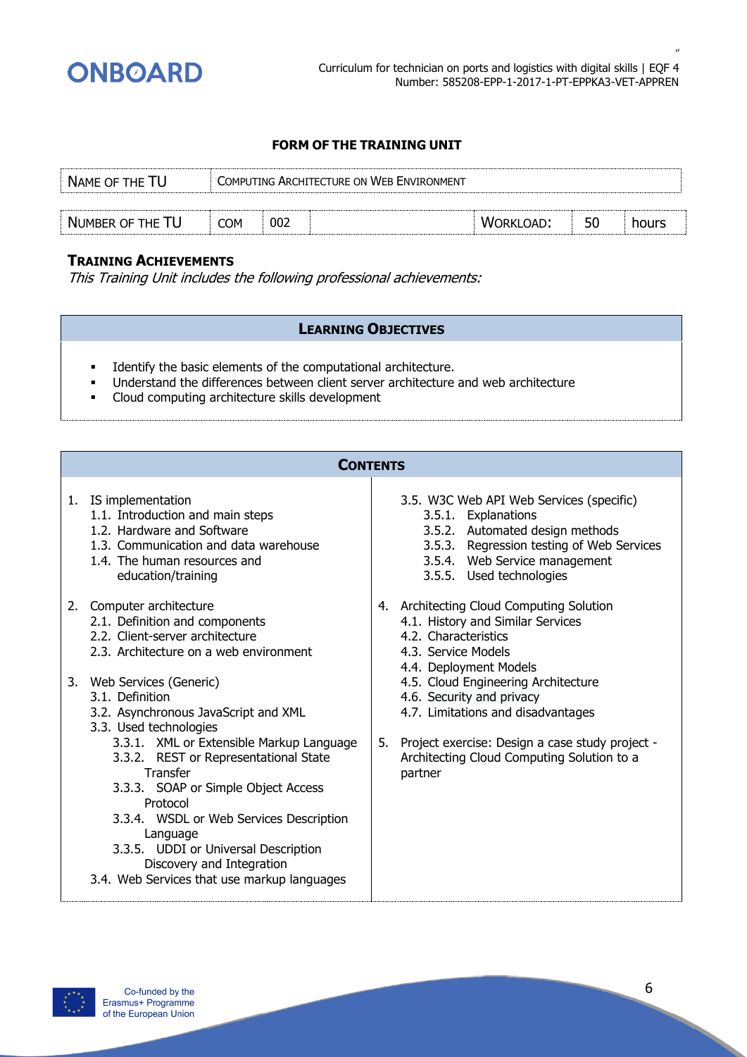## FORM OF THE TRAINING UNIT

| NAME OF THE TU | COMPUTING ARCHITECTURE ON WEB ENVIRONMENT | | | | | |
|---|---|---|---|---|---|---|
| NUMBER OF THE TU | COM | 002 | | WORKLOAD: | 50 | hours |

### TRAINING ACHIEVEMENTS

*This Training Unit includes the following professional achievements:*

| LEARNING OBJECTIVES |
|---|
| ▪ Identify the basic elements of the computational architecture.<br>▪ Understand the differences between client server architecture and web architecture<br>▪ Cloud computing architecture skills development |

### CONTENTS

1. IS implementation
   - 1.1. Introduction and main steps
   - 1.2. Hardware and Software
   - 1.3. Communication and data warehouse
   - 1.4. The human resources and education/training

2. Computer architecture
   - 2.1. Definition and components
   - 2.2. Client-server architecture
   - 2.3. Architecture on a web environment

3. Web Services (Generic)
   - 3.1. Definition
   - 3.2. Asynchronous JavaScript and XML
   - 3.3. Used technologies
     - 3.3.1. XML or Extensible Markup Language
     - 3.3.2. REST or Representational State Transfer
     - 3.3.3. SOAP or Simple Object Access Protocol
     - 3.3.4. WSDL or Web Services Description Language
     - 3.3.5. UDDI or Universal Description Discovery and Integration
   - 3.4. Web Services that use markup languages
   - 3.5. W3C Web API Web Services (specific)
     - 3.5.1. Explanations
     - 3.5.2. Automated design methods
     - 3.5.3. Regression testing of Web Services
     - 3.5.4. Web Service management
     - 3.5.5. Used technologies

4. Architecting Cloud Computing Solution
   - 4.1. History and Similar Services
   - 4.2. Characteristics
   - 4.3. Service Models
   - 4.4. Deployment Models
   - 4.5. Cloud Engineering Architecture
   - 4.6. Security and privacy
   - 4.7. Limitations and disadvantages

5. Project exercise: Design a case study project - Architecting Cloud Computing Solution to a partner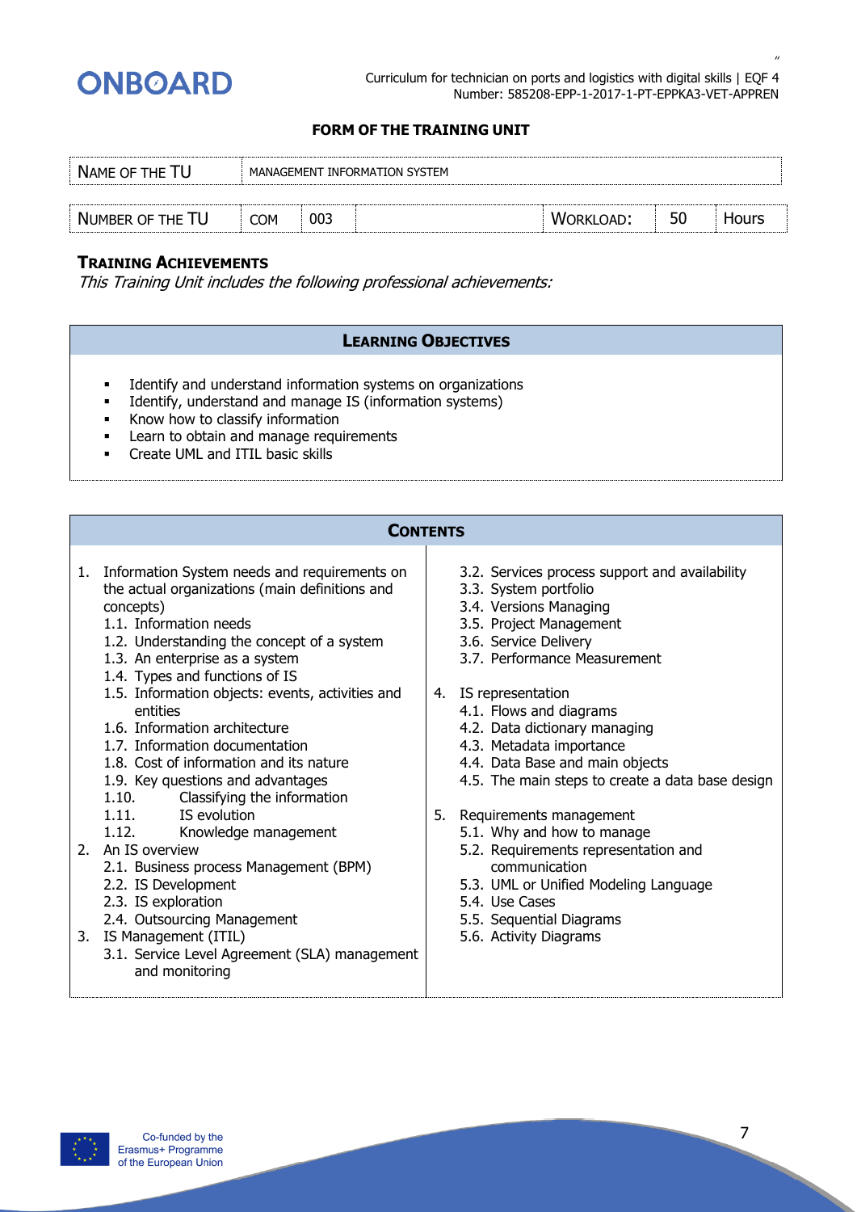**FORM OF THE TRAINING UNIT**

| NAME OF THE TU | MANAGEMENT INFORMATION SYSTEM | | | | | |
|---|---|---|---|---|---|---|
| NUMBER OF THE TU | COM | 003 | | WORKLOAD: | 50 | Hours |

### TRAINING ACHIEVEMENTS

*This Training Unit includes the following professional achievements:*

### LEARNING OBJECTIVES

- Identify and understand information systems on organizations
- Identify, understand and manage IS (information systems)
- Know how to classify information
- Learn to obtain and manage requirements
- Create UML and ITIL basic skills

### CONTENTS

1. Information System needs and requirements on the actual organizations (main definitions and concepts)
   1.1. Information needs
   1.2. Understanding the concept of a system
   1.3. An enterprise as a system
   1.4. Types and functions of IS
   1.5. Information objects: events, activities and entities
   1.6. Information architecture
   1.7. Information documentation
   1.8. Cost of information and its nature
   1.9. Key questions and advantages
   1.10. Classifying the information
   1.11. IS evolution
   1.12. Knowledge management
2. An IS overview
   2.1. Business process Management (BPM)
   2.2. IS Development
   2.3. IS exploration
   2.4. Outsourcing Management
3. IS Management (ITIL)
   3.1. Service Level Agreement (SLA) management and monitoring
   3.2. Services process support and availability
   3.3. System portfolio
   3.4. Versions Managing
   3.5. Project Management
   3.6. Service Delivery
   3.7. Performance Measurement
4. IS representation
   4.1. Flows and diagrams
   4.2. Data dictionary managing
   4.3. Metadata importance
   4.4. Data Base and main objects
   4.5. The main steps to create a data base design
5. Requirements management
   5.1. Why and how to manage
   5.2. Requirements representation and communication
   5.3. UML or Unified Modeling Language
   5.4. Use Cases
   5.5. Sequential Diagrams
   5.6. Activity Diagrams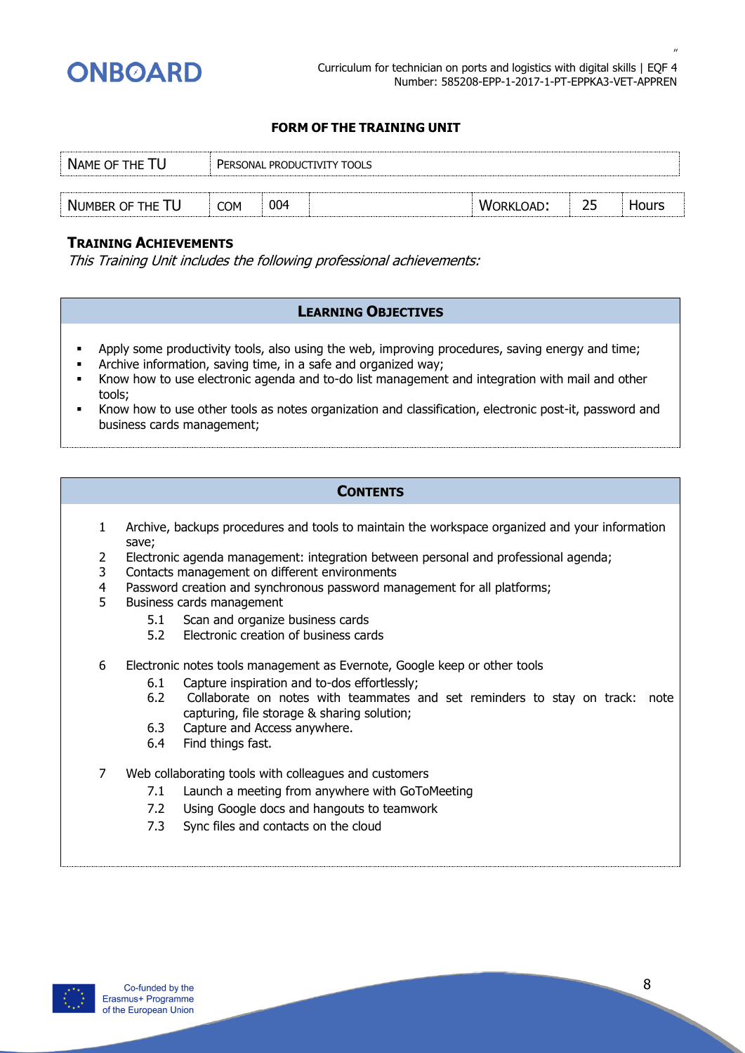### FORM OF THE TRAINING UNIT

| NAME OF THE TU | PERSONAL PRODUCTIVITY TOOLS | | | | | |
|---|---|---|---|---|---|---|
| NUMBER OF THE TU | COM | 004 | | WORKLOAD: | 25 | Hours |

**TRAINING ACHIEVEMENTS**

*This Training Unit includes the following professional achievements:*

#### LEARNING OBJECTIVES

- Apply some productivity tools, also using the web, improving procedures, saving energy and time;
- Archive information, saving time, in a safe and organized way;
- Know how to use electronic agenda and to-do list management and integration with mail and other tools;
- Know how to use other tools as notes organization and classification, electronic post-it, password and business cards management;

#### CONTENTS

1. Archive, backups procedures and tools to maintain the workspace organized and your information save;
2. Electronic agenda management: integration between personal and professional agenda;
3. Contacts management on different environments
4. Password creation and synchronous password management for all platforms;
5. Business cards management
   - 5.1 Scan and organize business cards
   - 5.2 Electronic creation of business cards
6. Electronic notes tools management as Evernote, Google keep or other tools
   - 6.1 Capture inspiration and to-dos effortlessly;
   - 6.2 Collaborate on notes with teammates and set reminders to stay on track: note capturing, file storage & sharing solution;
   - 6.3 Capture and Access anywhere.
   - 6.4 Find things fast.
7. Web collaborating tools with colleagues and customers
   - 7.1 Launch a meeting from anywhere with GoToMeeting
   - 7.2 Using Google docs and hangouts to teamwork
   - 7.3 Sync files and contacts on the cloud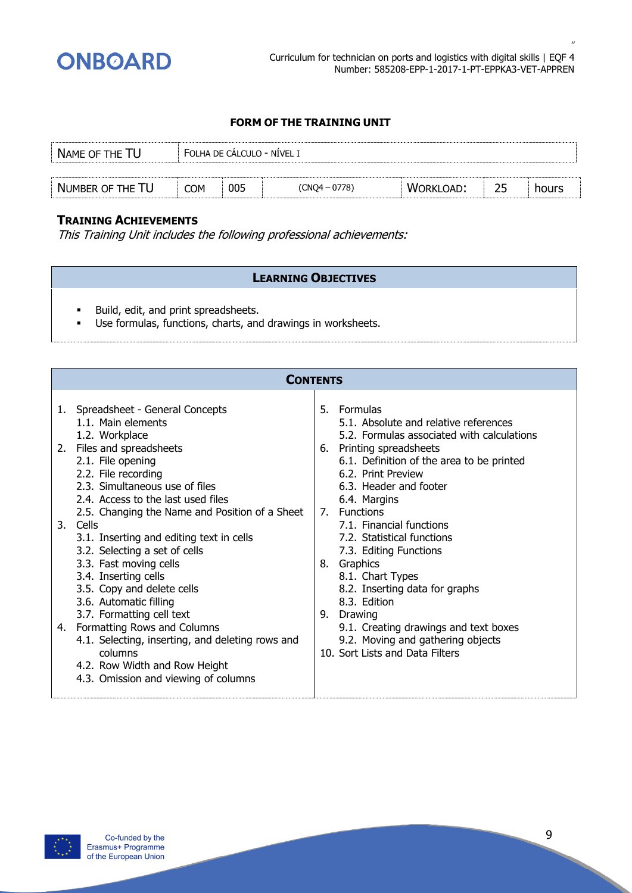**FORM OF THE TRAINING UNIT**

| NAME OF THE TU | FOLHA DE CÁLCULO - NÍVEL I | | | | | |
|---|---|---|---|---|---|---|
| NUMBER OF THE TU | COM | 005 | (CNQ4 – 0778) | WORKLOAD: | 25 | hours |

### TRAINING ACHIEVEMENTS

*This Training Unit includes the following professional achievements:*

| LEARNING OBJECTIVES |
|---|
| ▪ Build, edit, and print spreadsheets.<br>▪ Use formulas, functions, charts, and drawings in worksheets. |

### CONTENTS

1. Spreadsheet - General Concepts
   1.1. Main elements
   1.2. Workplace
2. Files and spreadsheets
   2.1. File opening
   2.2. File recording
   2.3. Simultaneous use of files
   2.4. Access to the last used files
   2.5. Changing the Name and Position of a Sheet
3. Cells
   3.1. Inserting and editing text in cells
   3.2. Selecting a set of cells
   3.3. Fast moving cells
   3.4. Inserting cells
   3.5. Copy and delete cells
   3.6. Automatic filling
   3.7. Formatting cell text
4. Formatting Rows and Columns
   4.1. Selecting, inserting, and deleting rows and columns
   4.2. Row Width and Row Height
   4.3. Omission and viewing of columns
5. Formulas
   5.1. Absolute and relative references
   5.2. Formulas associated with calculations
6. Printing spreadsheets
   6.1. Definition of the area to be printed
   6.2. Print Preview
   6.3. Header and footer
   6.4. Margins
7. Functions
   7.1. Financial functions
   7.2. Statistical functions
   7.3. Editing Functions
8. Graphics
   8.1. Chart Types
   8.2. Inserting data for graphs
   8.3. Edition
9. Drawing
   9.1. Creating drawings and text boxes
   9.2. Moving and gathering objects
10. Sort Lists and Data Filters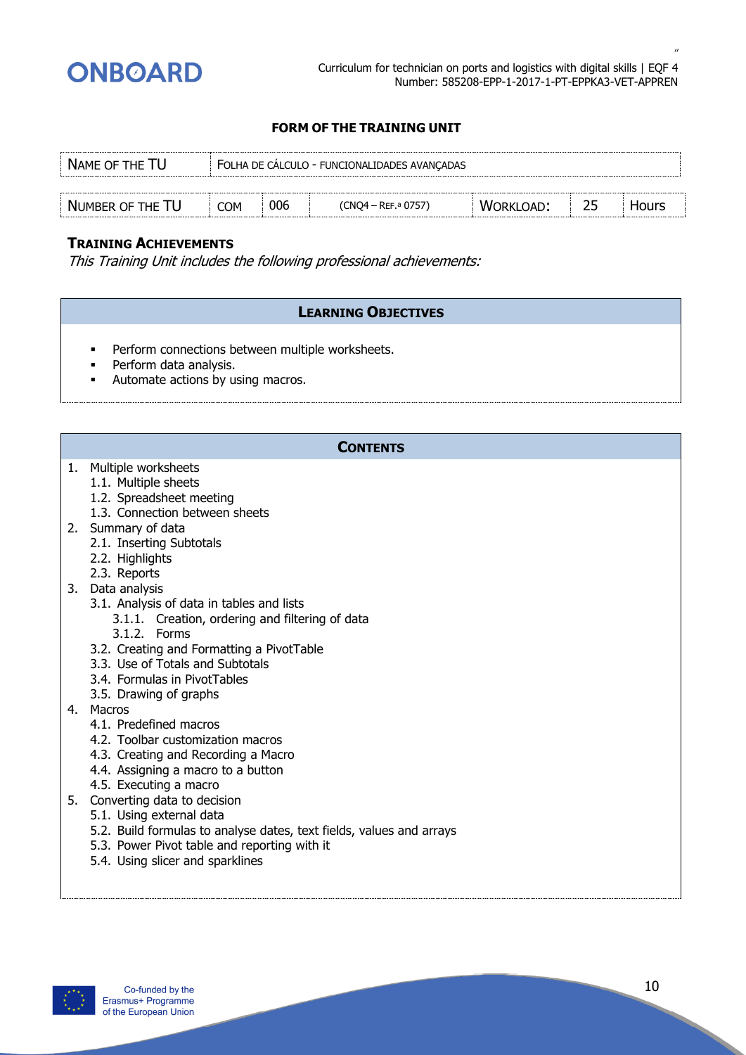## FORM OF THE TRAINING UNIT

| NAME OF THE TU | FOLHA DE CÁLCULO - FUNCIONALIDADES AVANÇADAS | | | | | |
|---|---|---|---|---|---|---|
| NUMBER OF THE TU | COM | 006 | (CNQ4 – REF.ª 0757) | WORKLOAD: | 25 | Hours |

### TRAINING ACHIEVEMENTS

*This Training Unit includes the following professional achievements:*

### LEARNING OBJECTIVES

- Perform connections between multiple worksheets.
- Perform data analysis.
- Automate actions by using macros.

### CONTENTS

1. Multiple worksheets
   - 1.1. Multiple sheets
   - 1.2. Spreadsheet meeting
   - 1.3. Connection between sheets
2. Summary of data
   - 2.1. Inserting Subtotals
   - 2.2. Highlights
   - 2.3. Reports
3. Data analysis
   - 3.1. Analysis of data in tables and lists
     - 3.1.1. Creation, ordering and filtering of data
     - 3.1.2. Forms
   - 3.2. Creating and Formatting a PivotTable
   - 3.3. Use of Totals and Subtotals
   - 3.4. Formulas in PivotTables
   - 3.5. Drawing of graphs
4. Macros
   - 4.1. Predefined macros
   - 4.2. Toolbar customization macros
   - 4.3. Creating and Recording a Macro
   - 4.4. Assigning a macro to a button
   - 4.5. Executing a macro
5. Converting data to decision
   - 5.1. Using external data
   - 5.2. Build formulas to analyse dates, text fields, values and arrays
   - 5.3. Power Pivot table and reporting with it
   - 5.4. Using slicer and sparklines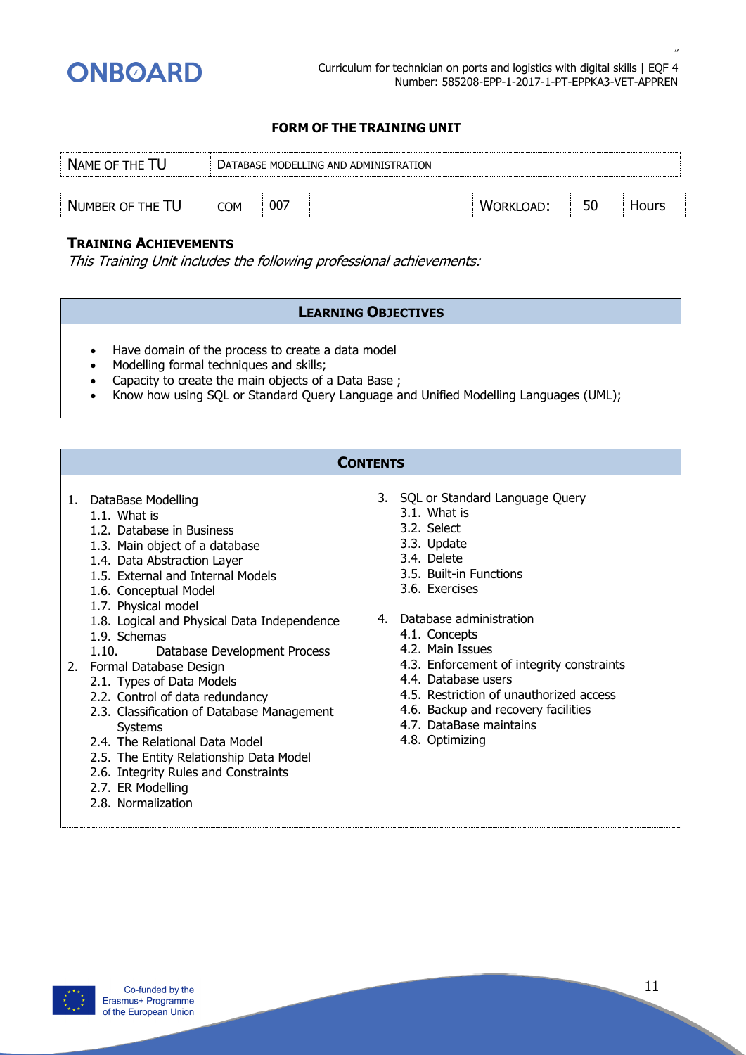## FORM OF THE TRAINING UNIT

| NAME OF THE TU | DATABASE MODELLING AND ADMINISTRATION | | | | | |
|---|---|---|---|---|---|---|
| NUMBER OF THE TU | COM | 007 | | WORKLOAD: | 50 | Hours |

### TRAINING ACHIEVEMENTS

*This Training Unit includes the following professional achievements:*

| LEARNING OBJECTIVES |
|---|
| • Have domain of the process to create a data model<br>• Modelling formal techniques and skills;<br>• Capacity to create the main objects of a Data Base ;<br>• Know how using SQL or Standard Query Language and Unified Modelling Languages (UML); |

### CONTENTS

1. DataBase Modelling
   1.1. What is
   1.2. Database in Business
   1.3. Main object of a database
   1.4. Data Abstraction Layer
   1.5. External and Internal Models
   1.6. Conceptual Model
   1.7. Physical model
   1.8. Logical and Physical Data Independence
   1.9. Schemas
   1.10. Database Development Process
2. Formal Database Design
   2.1. Types of Data Models
   2.2. Control of data redundancy
   2.3. Classification of Database Management Systems
   2.4. The Relational Data Model
   2.5. The Entity Relationship Data Model
   2.6. Integrity Rules and Constraints
   2.7. ER Modelling
   2.8. Normalization
3. SQL or Standard Language Query
   3.1. What is
   3.2. Select
   3.3. Update
   3.4. Delete
   3.5. Built-in Functions
   3.6. Exercises
4. Database administration
   4.1. Concepts
   4.2. Main Issues
   4.3. Enforcement of integrity constraints
   4.4. Database users
   4.5. Restriction of unauthorized access
   4.6. Backup and recovery facilities
   4.7. DataBase maintains
   4.8. Optimizing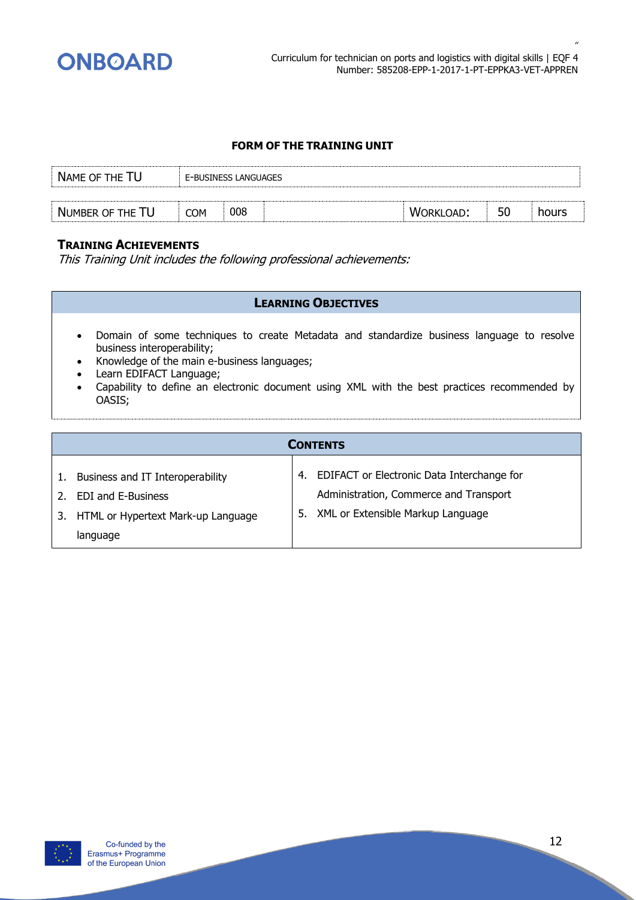**FORM OF THE TRAINING UNIT**

| NAME OF THE TU | E-BUSINESS LANGUAGES | | | | | |
|---|---|---|---|---|---|---|
| NUMBER OF THE TU | COM | 008 | | WORKLOAD: | 50 | hours |

**TRAINING ACHIEVEMENTS**

*This Training Unit includes the following professional achievements:*

| LEARNING OBJECTIVES |
|---|
| • Domain of some techniques to create Metadata and standardize business language to resolve business interoperability;<br>• Knowledge of the main e-business languages;<br>• Learn EDIFACT Language;<br>• Capability to define an electronic document using XML with the best practices recommended by OASIS; |

| CONTENTS | |
|---|---|
| 1. Business and IT Interoperability<br>2. EDI and E-Business<br>3. HTML or Hypertext Mark-up Language language | 4. EDIFACT or Electronic Data Interchange for Administration, Commerce and Transport<br>5. XML or Extensible Markup Language |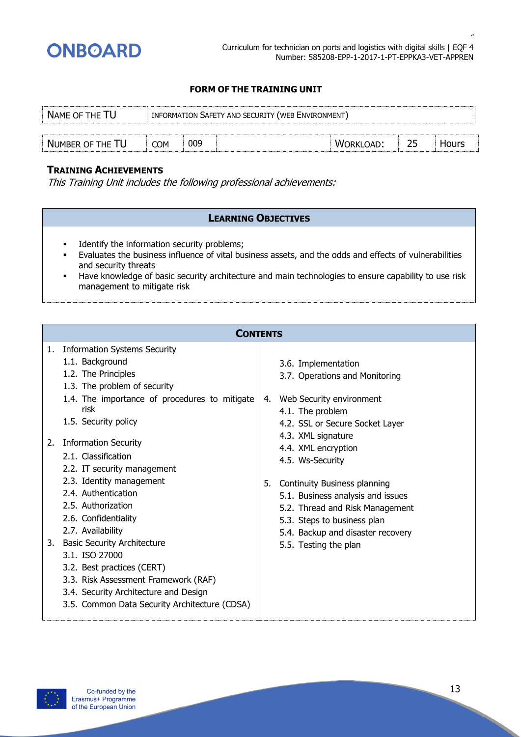## FORM OF THE TRAINING UNIT

| NAME OF THE TU | INFORMATION SAFETY AND SECURITY (WEB ENVIRONMENT) | | | | | |
|---|---|---|---|---|---|---|
| NUMBER OF THE TU | COM | 009 | | WORKLOAD: | 25 | Hours |

### TRAINING ACHIEVEMENTS

*This Training Unit includes the following professional achievements:*

### LEARNING OBJECTIVES

- Identify the information security problems;
- Evaluates the business influence of vital business assets, and the odds and effects of vulnerabilities and security threats
- Have knowledge of basic security architecture and main technologies to ensure capability to use risk management to mitigate risk

### CONTENTS

1. Information Systems Security
   - 1.1. Background
   - 1.2. The Principles
   - 1.3. The problem of security
   - 1.4. The importance of procedures to mitigate risk
   - 1.5. Security policy
2. Information Security
   - 2.1. Classification
   - 2.2. IT security management
   - 2.3. Identity management
   - 2.4. Authentication
   - 2.5. Authorization
   - 2.6. Confidentiality
   - 2.7. Availability
3. Basic Security Architecture
   - 3.1. ISO 27000
   - 3.2. Best practices (CERT)
   - 3.3. Risk Assessment Framework (RAF)
   - 3.4. Security Architecture and Design
   - 3.5. Common Data Security Architecture (CDSA)
   - 3.6. Implementation
   - 3.7. Operations and Monitoring
4. Web Security environment
   - 4.1. The problem
   - 4.2. SSL or Secure Socket Layer
   - 4.3. XML signature
   - 4.4. XML encryption
   - 4.5. Ws-Security
5. Continuity Business planning
   - 5.1. Business analysis and issues
   - 5.2. Thread and Risk Management
   - 5.3. Steps to business plan
   - 5.4. Backup and disaster recovery
   - 5.5. Testing the plan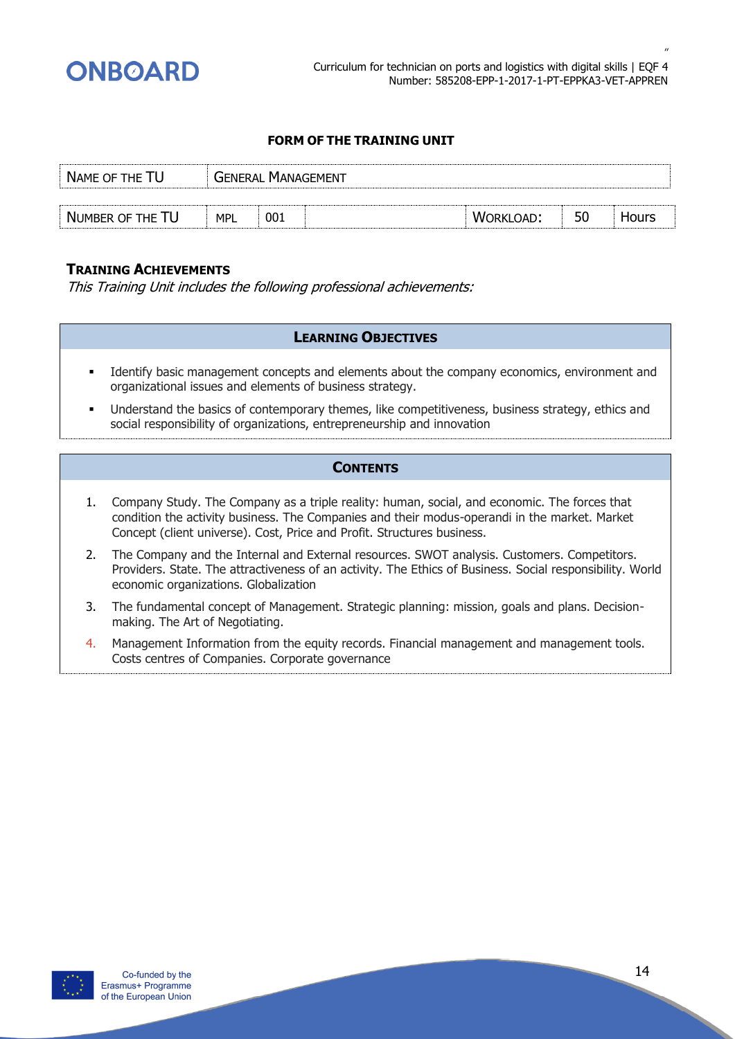### FORM OF THE TRAINING UNIT

| NAME OF THE TU | GENERAL MANAGEMENT | | | | | |
|---|---|---|---|---|---|---|
| NUMBER OF THE TU | MPL | 001 | | WORKLOAD: | 50 | Hours |

### TRAINING ACHIEVEMENTS

*This Training Unit includes the following professional achievements:*

#### LEARNING OBJECTIVES

- Identify basic management concepts and elements about the company economics, environment and organizational issues and elements of business strategy.
- Understand the basics of contemporary themes, like competitiveness, business strategy, ethics and social responsibility of organizations, entrepreneurship and innovation

#### CONTENTS

1. Company Study. The Company as a triple reality: human, social, and economic. The forces that condition the activity business. The Companies and their modus-operandi in the market. Market Concept (client universe). Cost, Price and Profit. Structures business.
2. The Company and the Internal and External resources. SWOT analysis. Customers. Competitors. Providers. State. The attractiveness of an activity. The Ethics of Business. Social responsibility. World economic organizations. Globalization
3. The fundamental concept of Management. Strategic planning: mission, goals and plans. Decision-making. The Art of Negotiating.
4. Management Information from the equity records. Financial management and management tools. Costs centres of Companies. Corporate governance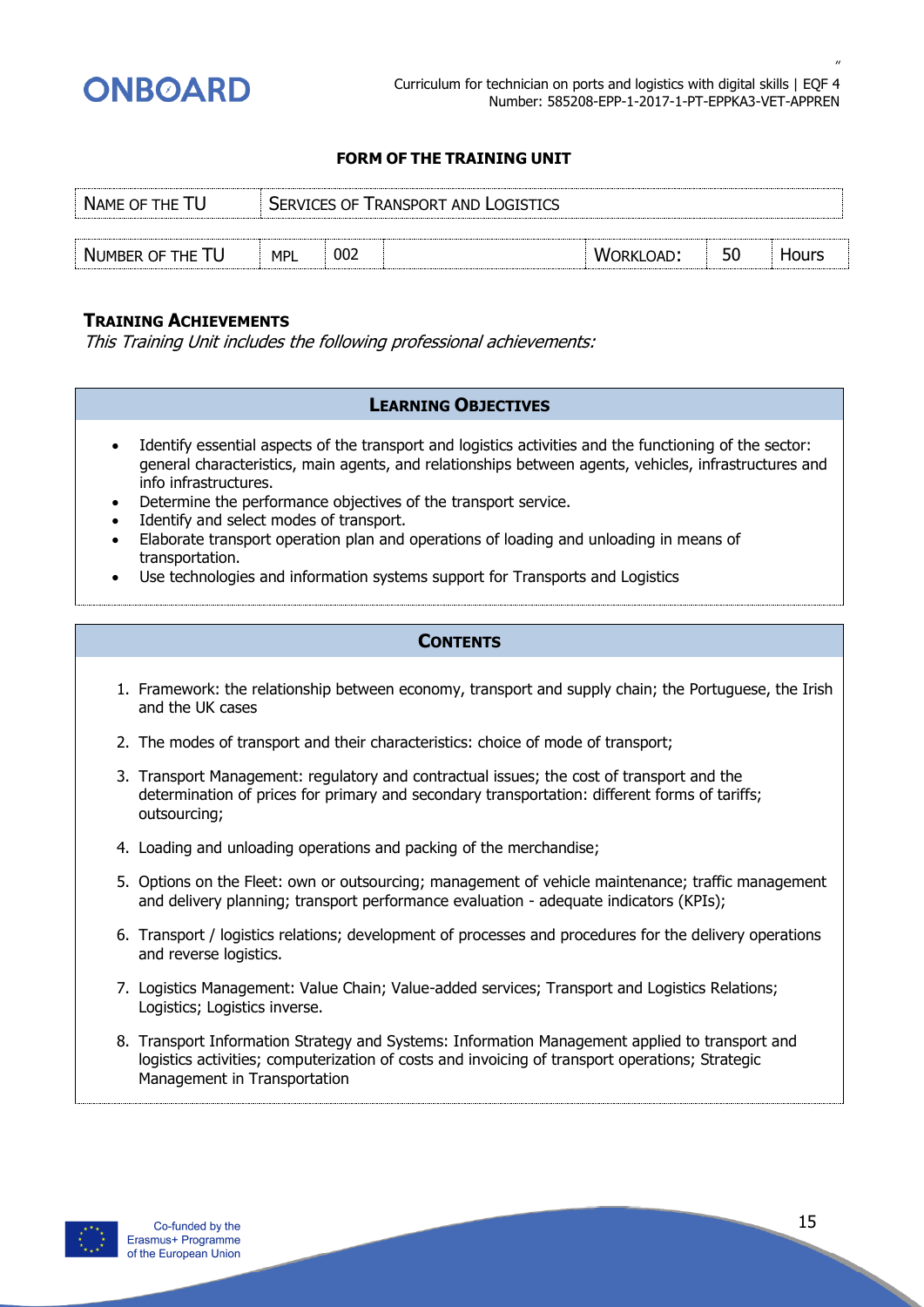## FORM OF THE TRAINING UNIT

| NAME OF THE TU | SERVICES OF TRANSPORT AND LOGISTICS | | | | | |
|---|---|---|---|---|---|---|
| NUMBER OF THE TU | MPL | 002 | | WORKLOAD: | 50 | Hours |

### TRAINING ACHIEVEMENTS

*This Training Unit includes the following professional achievements:*

#### LEARNING OBJECTIVES

- Identify essential aspects of the transport and logistics activities and the functioning of the sector: general characteristics, main agents, and relationships between agents, vehicles, infrastructures and info infrastructures.
- Determine the performance objectives of the transport service.
- Identify and select modes of transport.
- Elaborate transport operation plan and operations of loading and unloading in means of transportation.
- Use technologies and information systems support for Transports and Logistics

#### CONTENTS

1. Framework: the relationship between economy, transport and supply chain; the Portuguese, the Irish and the UK cases
2. The modes of transport and their characteristics: choice of mode of transport;
3. Transport Management: regulatory and contractual issues; the cost of transport and the determination of prices for primary and secondary transportation: different forms of tariffs; outsourcing;
4. Loading and unloading operations and packing of the merchandise;
5. Options on the Fleet: own or outsourcing; management of vehicle maintenance; traffic management and delivery planning; transport performance evaluation - adequate indicators (KPIs);
6. Transport / logistics relations; development of processes and procedures for the delivery operations and reverse logistics.
7. Logistics Management: Value Chain; Value-added services; Transport and Logistics Relations; Logistics; Logistics inverse.
8. Transport Information Strategy and Systems: Information Management applied to transport and logistics activities; computerization of costs and invoicing of transport operations; Strategic Management in Transportation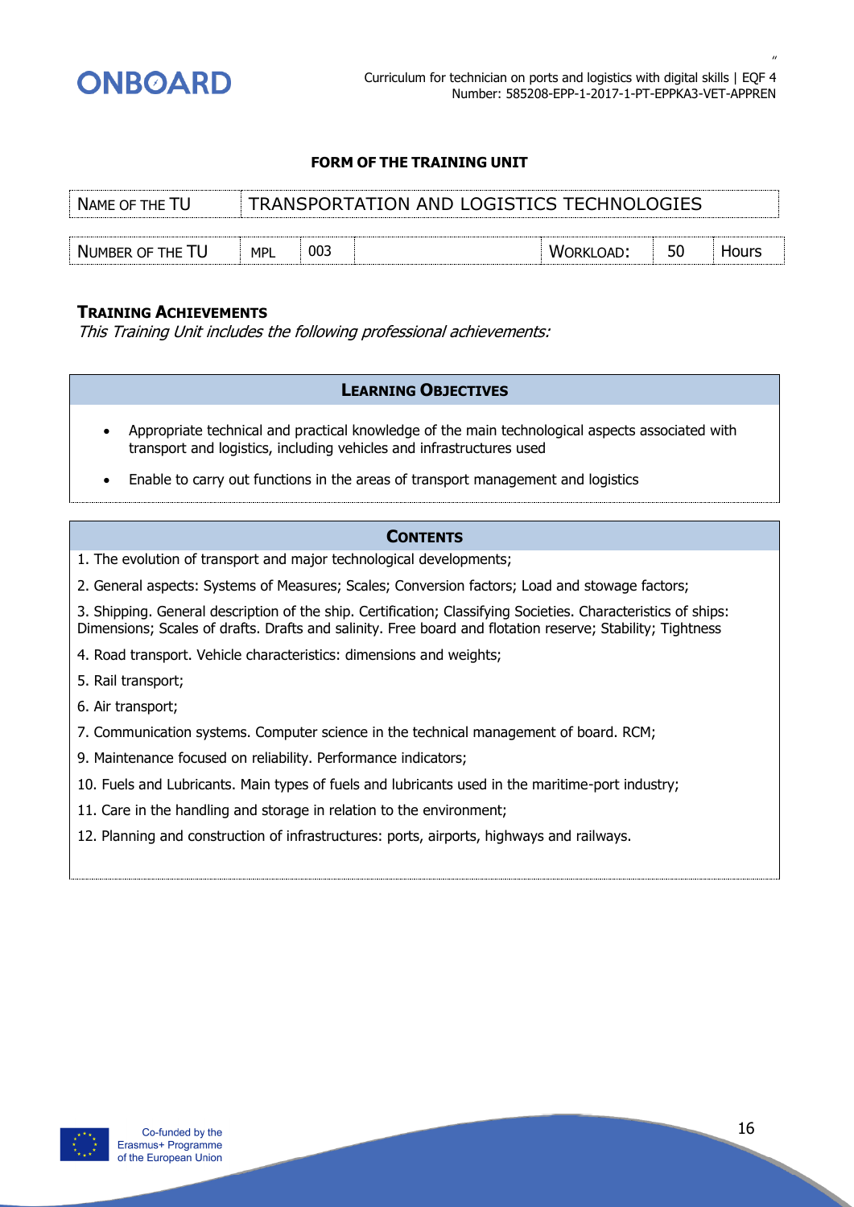**FORM OF THE TRAINING UNIT**

| NAME OF THE TU | TRANSPORTATION AND LOGISTICS TECHNOLOGIES | | | | | |
|---|---|---|---|---|---|---|
| NUMBER OF THE TU | MPL | 003 | | WORKLOAD: | 50 | Hours |

### TRAINING ACHIEVEMENTS

*This Training Unit includes the following professional achievements:*

**LEARNING OBJECTIVES**

- Appropriate technical and practical knowledge of the main technological aspects associated with transport and logistics, including vehicles and infrastructures used
- Enable to carry out functions in the areas of transport management and logistics

**CONTENTS**

1. The evolution of transport and major technological developments;

2. General aspects: Systems of Measures; Scales; Conversion factors; Load and stowage factors;

3. Shipping. General description of the ship. Certification; Classifying Societies. Characteristics of ships: Dimensions; Scales of drafts. Drafts and salinity. Free board and flotation reserve; Stability; Tightness

4. Road transport. Vehicle characteristics: dimensions and weights;

5. Rail transport;

6. Air transport;

7. Communication systems. Computer science in the technical management of board. RCM;

9. Maintenance focused on reliability. Performance indicators;

10. Fuels and Lubricants. Main types of fuels and lubricants used in the maritime-port industry;

11. Care in the handling and storage in relation to the environment;

12. Planning and construction of infrastructures: ports, airports, highways and railways.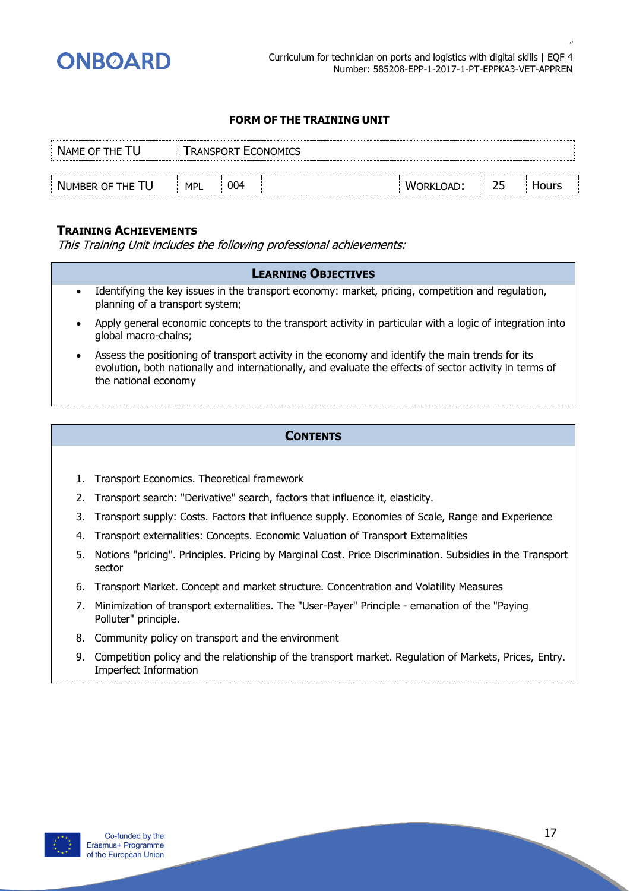## FORM OF THE TRAINING UNIT

| NAME OF THE TU | TRANSPORT ECONOMICS | | | | | |
|---|---|---|---|---|---|---|
| NUMBER OF THE TU | MPL | 004 | | WORKLOAD: | 25 | Hours |

### TRAINING ACHIEVEMENTS

*This Training Unit includes the following professional achievements:*

#### LEARNING OBJECTIVES

- Identifying the key issues in the transport economy: market, pricing, competition and regulation, planning of a transport system;
- Apply general economic concepts to the transport activity in particular with a logic of integration into global macro-chains;
- Assess the positioning of transport activity in the economy and identify the main trends for its evolution, both nationally and internationally, and evaluate the effects of sector activity in terms of the national economy

#### CONTENTS

1. Transport Economics. Theoretical framework
2. Transport search: "Derivative" search, factors that influence it, elasticity.
3. Transport supply: Costs. Factors that influence supply. Economies of Scale, Range and Experience
4. Transport externalities: Concepts. Economic Valuation of Transport Externalities
5. Notions "pricing". Principles. Pricing by Marginal Cost. Price Discrimination. Subsidies in the Transport sector
6. Transport Market. Concept and market structure. Concentration and Volatility Measures
7. Minimization of transport externalities. The "User-Payer" Principle - emanation of the "Paying Polluter" principle.
8. Community policy on transport and the environment
9. Competition policy and the relationship of the transport market. Regulation of Markets, Prices, Entry. Imperfect Information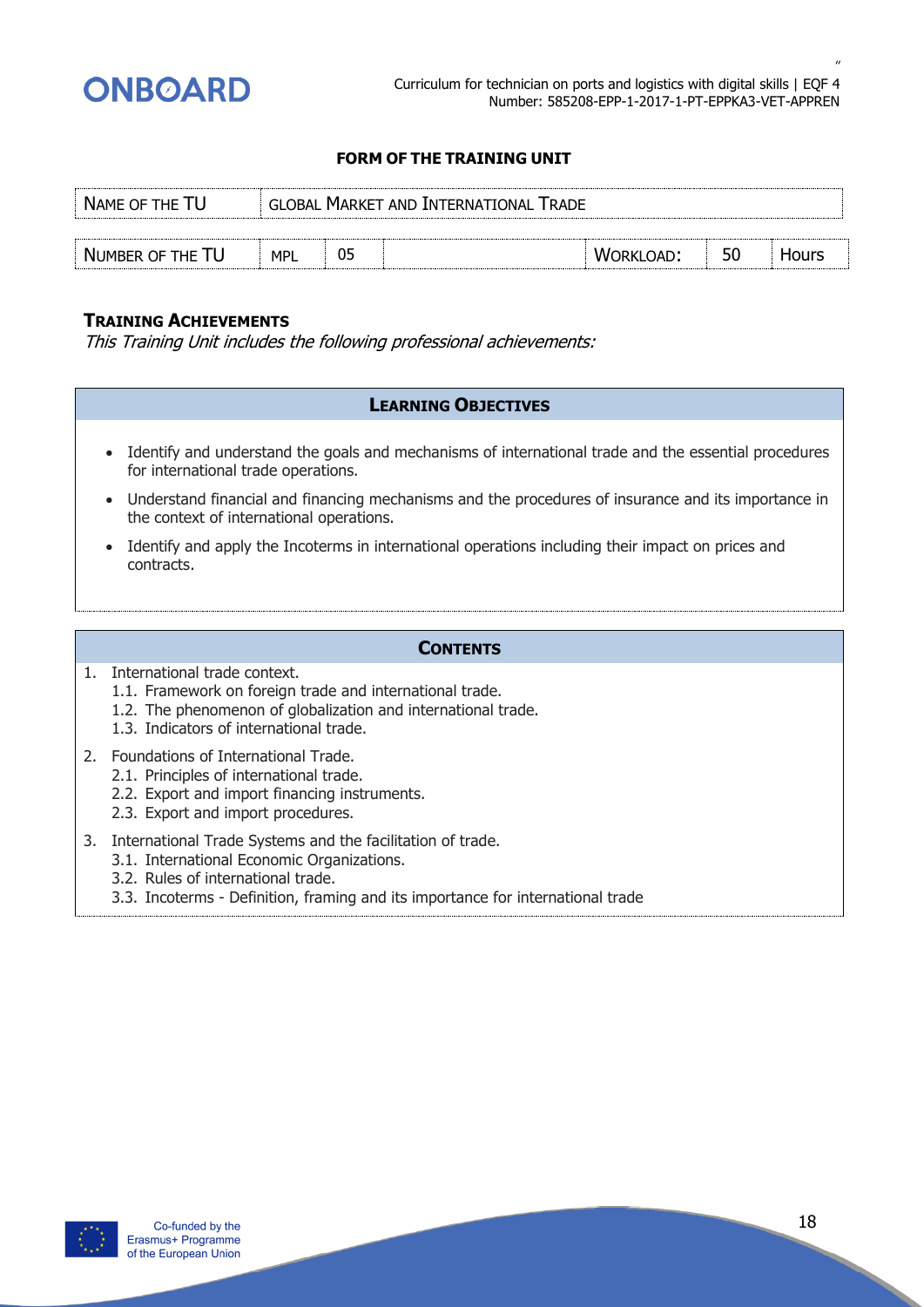### FORM OF THE TRAINING UNIT

| NAME OF THE TU | GLOBAL MARKET AND INTERNATIONAL TRADE | | | | | |
|---|---|---|---|---|---|---|
| NUMBER OF THE TU | MPL | 05 | | WORKLOAD: | 50 | Hours |

### TRAINING ACHIEVEMENTS

*This Training Unit includes the following professional achievements:*

#### LEARNING OBJECTIVES

- Identify and understand the goals and mechanisms of international trade and the essential procedures for international trade operations.
- Understand financial and financing mechanisms and the procedures of insurance and its importance in the context of international operations.
- Identify and apply the Incoterms in international operations including their impact on prices and contracts.

#### CONTENTS

1. International trade context.
   - 1.1. Framework on foreign trade and international trade.
   - 1.2. The phenomenon of globalization and international trade.
   - 1.3. Indicators of international trade.
2. Foundations of International Trade.
   - 2.1. Principles of international trade.
   - 2.2. Export and import financing instruments.
   - 2.3. Export and import procedures.
3. International Trade Systems and the facilitation of trade.
   - 3.1. International Economic Organizations.
   - 3.2. Rules of international trade.
   - 3.3. Incoterms - Definition, framing and its importance for international trade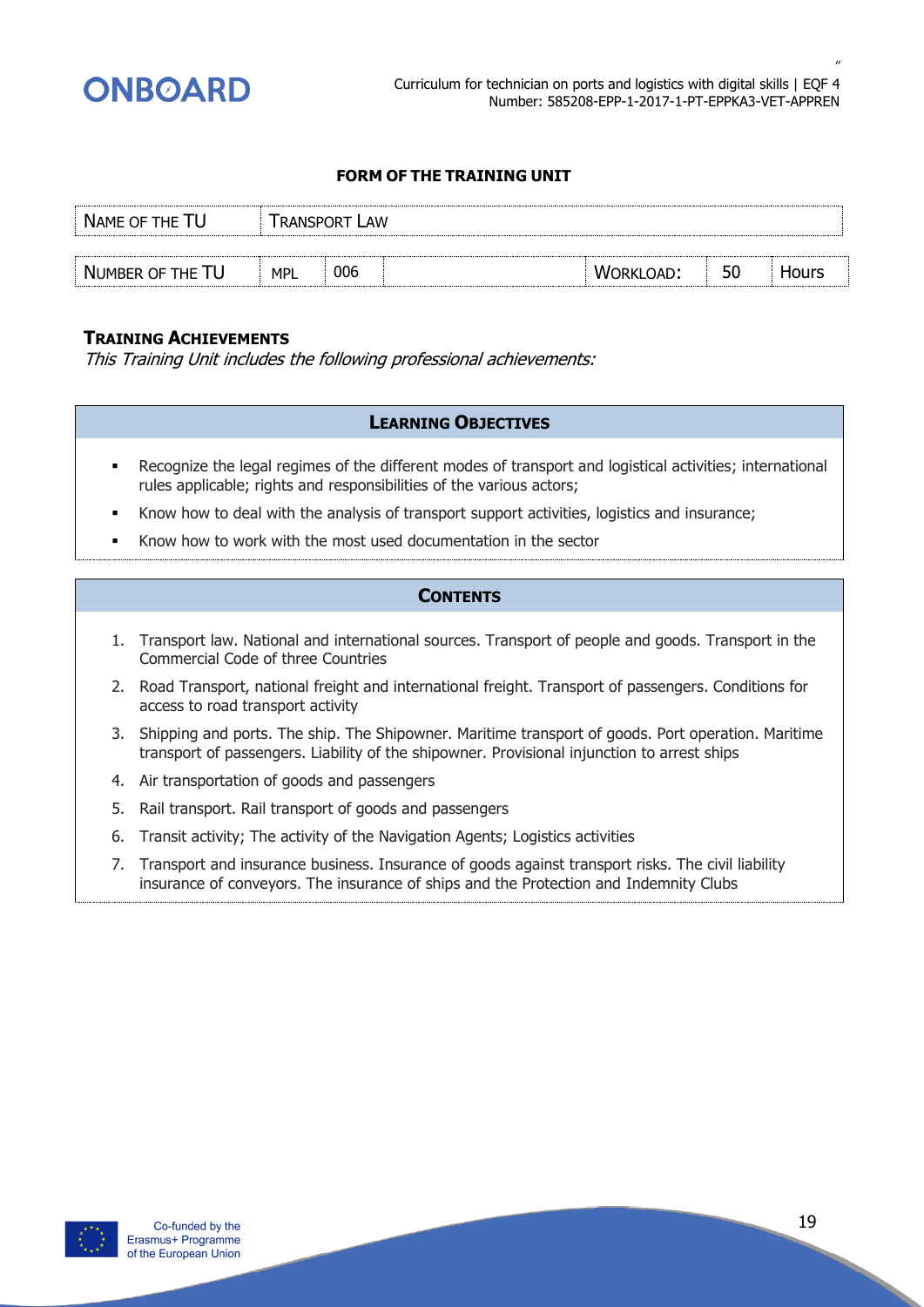**FORM OF THE TRAINING UNIT**

| NAME OF THE TU | TRANSPORT LAW | | | | | |
|---|---|---|---|---|---|---|
| NUMBER OF THE TU | MPL | 006 | | WORKLOAD: | 50 | Hours |

**TRAINING ACHIEVEMENTS**

*This Training Unit includes the following professional achievements:*

## LEARNING OBJECTIVES

- Recognize the legal regimes of the different modes of transport and logistical activities; international rules applicable; rights and responsibilities of the various actors;
- Know how to deal with the analysis of transport support activities, logistics and insurance;
- Know how to work with the most used documentation in the sector

## CONTENTS

1. Transport law. National and international sources. Transport of people and goods. Transport in the Commercial Code of three Countries
2. Road Transport, national freight and international freight. Transport of passengers. Conditions for access to road transport activity
3. Shipping and ports. The ship. The Shipowner. Maritime transport of goods. Port operation. Maritime transport of passengers. Liability of the shipowner. Provisional injunction to arrest ships
4. Air transportation of goods and passengers
5. Rail transport. Rail transport of goods and passengers
6. Transit activity; The activity of the Navigation Agents; Logistics activities
7. Transport and insurance business. Insurance of goods against transport risks. The civil liability insurance of conveyors. The insurance of ships and the Protection and Indemnity Clubs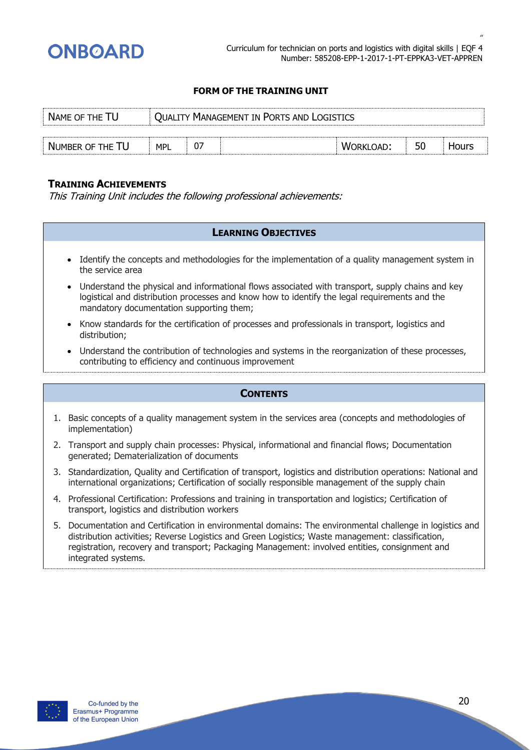### FORM OF THE TRAINING UNIT

| NAME OF THE TU | QUALITY MANAGEMENT IN PORTS AND LOGISTICS | | | | | |
|---|---|---|---|---|---|---|
| NUMBER OF THE TU | MPL | 07 | | WORKLOAD: | 50 | Hours |

**TRAINING ACHIEVEMENTS**

*This Training Unit includes the following professional achievements:*

#### LEARNING OBJECTIVES

- Identify the concepts and methodologies for the implementation of a quality management system in the service area
- Understand the physical and informational flows associated with transport, supply chains and key logistical and distribution processes and know how to identify the legal requirements and the mandatory documentation supporting them;
- Know standards for the certification of processes and professionals in transport, logistics and distribution;
- Understand the contribution of technologies and systems in the reorganization of these processes, contributing to efficiency and continuous improvement

#### CONTENTS

1. Basic concepts of a quality management system in the services area (concepts and methodologies of implementation)
2. Transport and supply chain processes: Physical, informational and financial flows; Documentation generated; Dematerialization of documents
3. Standardization, Quality and Certification of transport, logistics and distribution operations: National and international organizations; Certification of socially responsible management of the supply chain
4. Professional Certification: Professions and training in transportation and logistics; Certification of transport, logistics and distribution workers
5. Documentation and Certification in environmental domains: The environmental challenge in logistics and distribution activities; Reverse Logistics and Green Logistics; Waste management: classification, registration, recovery and transport; Packaging Management: involved entities, consignment and integrated systems.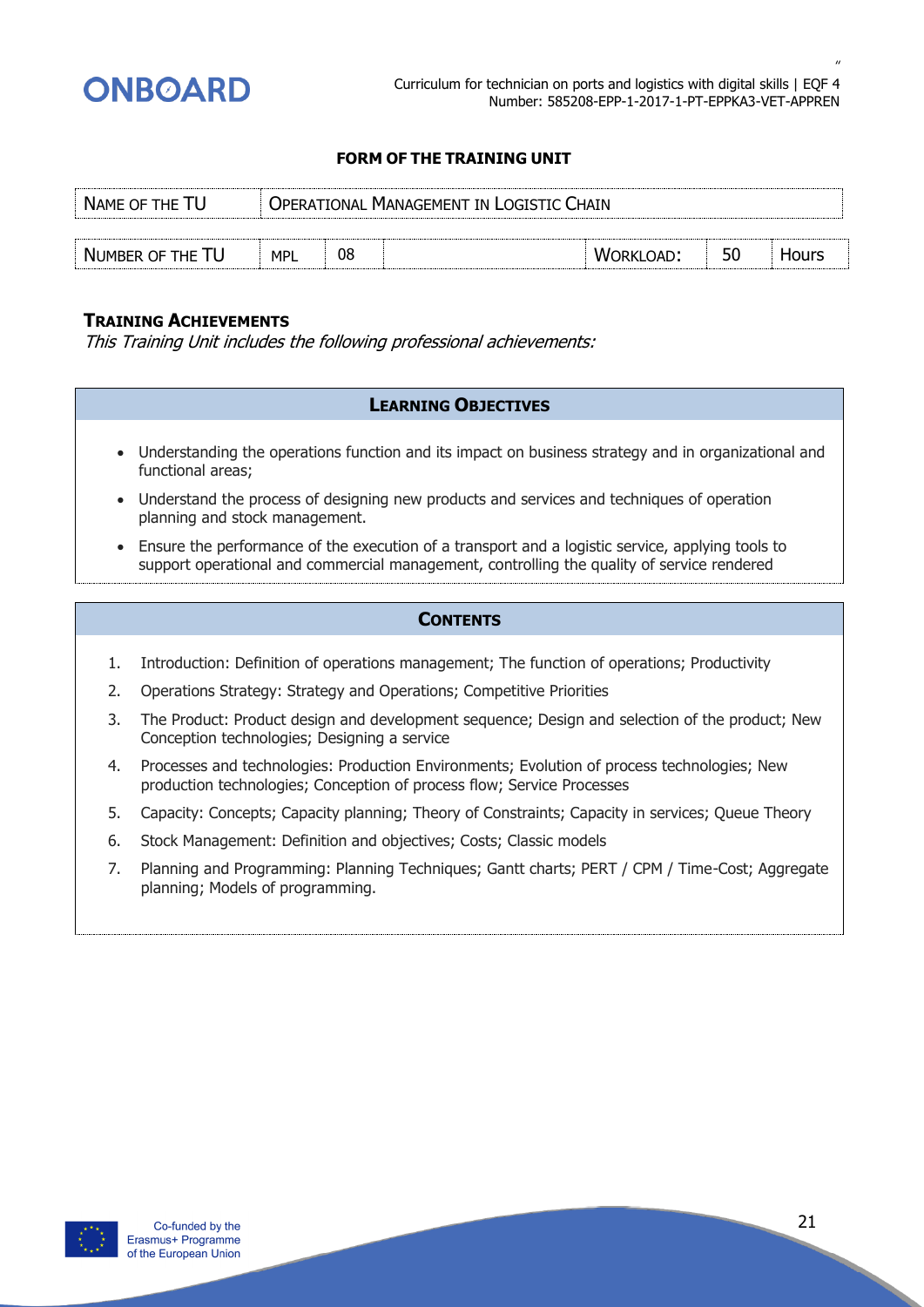**FORM OF THE TRAINING UNIT**

| NAME OF THE TU | OPERATIONAL MANAGEMENT IN LOGISTIC CHAIN | | | | | |
|---|---|---|---|---|---|---|
| NUMBER OF THE TU | MPL | 08 | | WORKLOAD: | 50 | Hours |

### TRAINING ACHIEVEMENTS

*This Training Unit includes the following professional achievements:*

#### LEARNING OBJECTIVES

- Understanding the operations function and its impact on business strategy and in organizational and functional areas;
- Understand the process of designing new products and services and techniques of operation planning and stock management.
- Ensure the performance of the execution of a transport and a logistic service, applying tools to support operational and commercial management, controlling the quality of service rendered

#### CONTENTS

1. Introduction: Definition of operations management; The function of operations; Productivity
2. Operations Strategy: Strategy and Operations; Competitive Priorities
3. The Product: Product design and development sequence; Design and selection of the product; New Conception technologies; Designing a service
4. Processes and technologies: Production Environments; Evolution of process technologies; New production technologies; Conception of process flow; Service Processes
5. Capacity: Concepts; Capacity planning; Theory of Constraints; Capacity in services; Queue Theory
6. Stock Management: Definition and objectives; Costs; Classic models
7. Planning and Programming: Planning Techniques; Gantt charts; PERT / CPM / Time-Cost; Aggregate planning; Models of programming.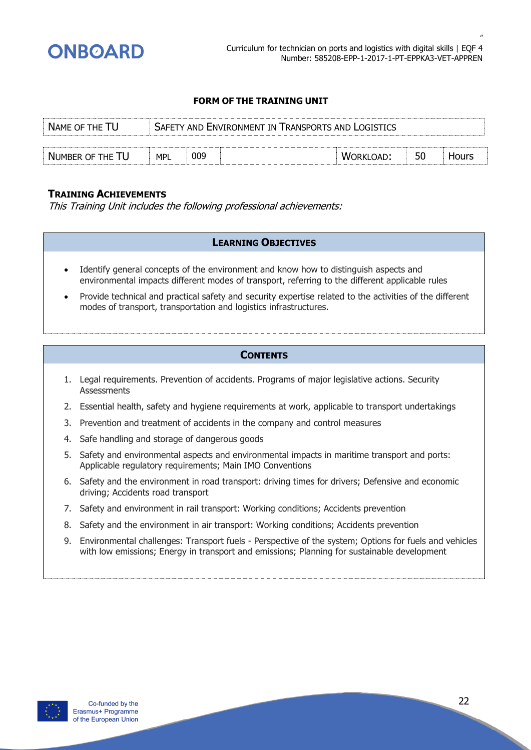## FORM OF THE TRAINING UNIT

| NAME OF THE TU | SAFETY AND ENVIRONMENT IN TRANSPORTS AND LOGISTICS | | | | | |
|---|---|---|---|---|---|---|
| NUMBER OF THE TU | MPL | 009 | | WORKLOAD: | 50 | Hours |

### TRAINING ACHIEVEMENTS

*This Training Unit includes the following professional achievements:*

### LEARNING OBJECTIVES

- Identify general concepts of the environment and know how to distinguish aspects and environmental impacts different modes of transport, referring to the different applicable rules
- Provide technical and practical safety and security expertise related to the activities of the different modes of transport, transportation and logistics infrastructures.

### CONTENTS

1. Legal requirements. Prevention of accidents. Programs of major legislative actions. Security Assessments
2. Essential health, safety and hygiene requirements at work, applicable to transport undertakings
3. Prevention and treatment of accidents in the company and control measures
4. Safe handling and storage of dangerous goods
5. Safety and environmental aspects and environmental impacts in maritime transport and ports: Applicable regulatory requirements; Main IMO Conventions
6. Safety and the environment in road transport: driving times for drivers; Defensive and economic driving; Accidents road transport
7. Safety and environment in rail transport: Working conditions; Accidents prevention
8. Safety and the environment in air transport: Working conditions; Accidents prevention
9. Environmental challenges: Transport fuels - Perspective of the system; Options for fuels and vehicles with low emissions; Energy in transport and emissions; Planning for sustainable development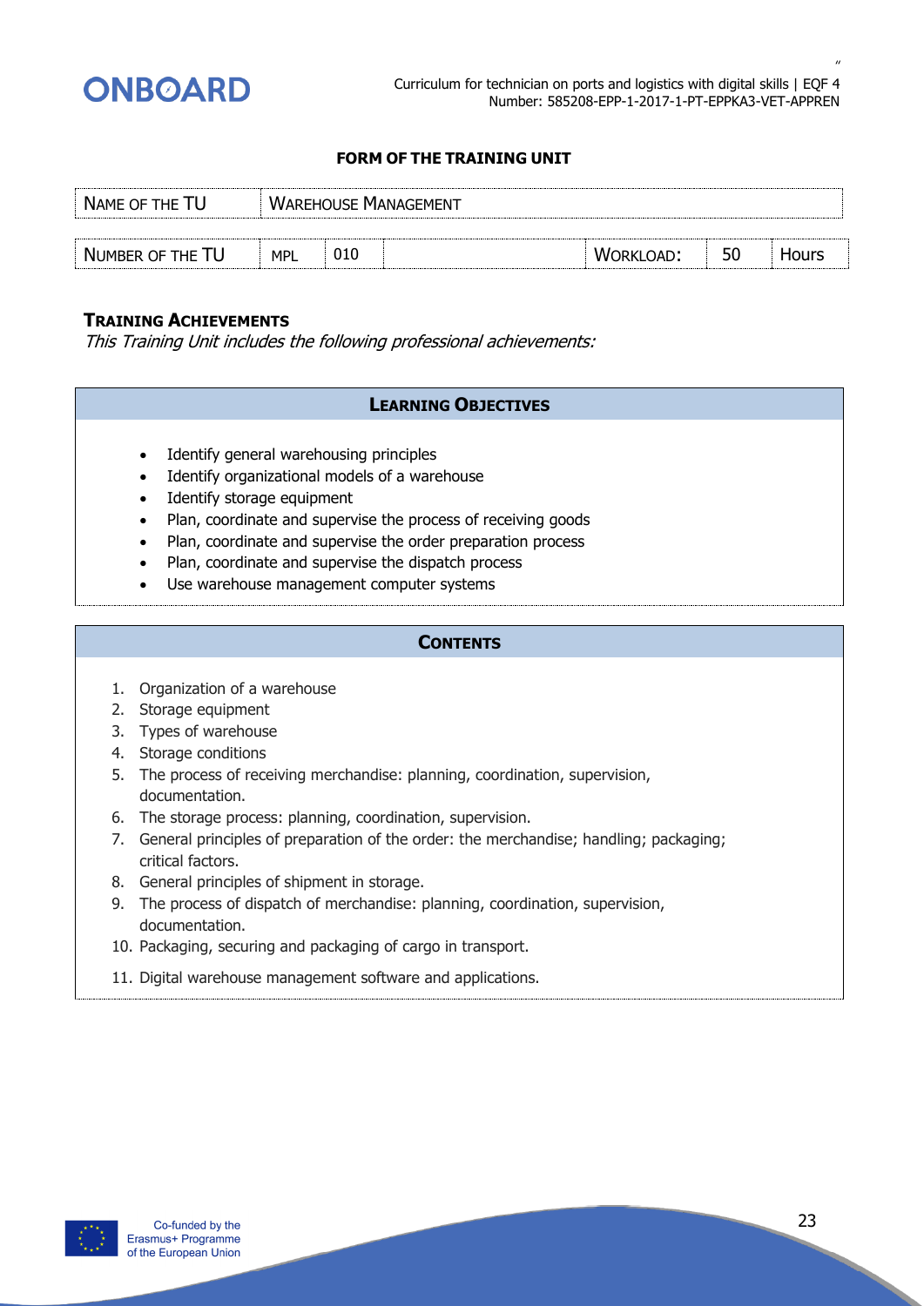**FORM OF THE TRAINING UNIT**

| NAME OF THE TU | WAREHOUSE MANAGEMENT | | | | | |
|---|---|---|---|---|---|---|
| NUMBER OF THE TU | MPL | 010 | | WORKLOAD: | 50 | Hours |

**TRAINING ACHIEVEMENTS**

*This Training Unit includes the following professional achievements:*

## LEARNING OBJECTIVES

- Identify general warehousing principles
- Identify organizational models of a warehouse
- Identify storage equipment
- Plan, coordinate and supervise the process of receiving goods
- Plan, coordinate and supervise the order preparation process
- Plan, coordinate and supervise the dispatch process
- Use warehouse management computer systems

## CONTENTS

1. Organization of a warehouse
2. Storage equipment
3. Types of warehouse
4. Storage conditions
5. The process of receiving merchandise: planning, coordination, supervision, documentation.
6. The storage process: planning, coordination, supervision.
7. General principles of preparation of the order: the merchandise; handling; packaging; critical factors.
8. General principles of shipment in storage.
9. The process of dispatch of merchandise: planning, coordination, supervision, documentation.
10. Packaging, securing and packaging of cargo in transport.
11. Digital warehouse management software and applications.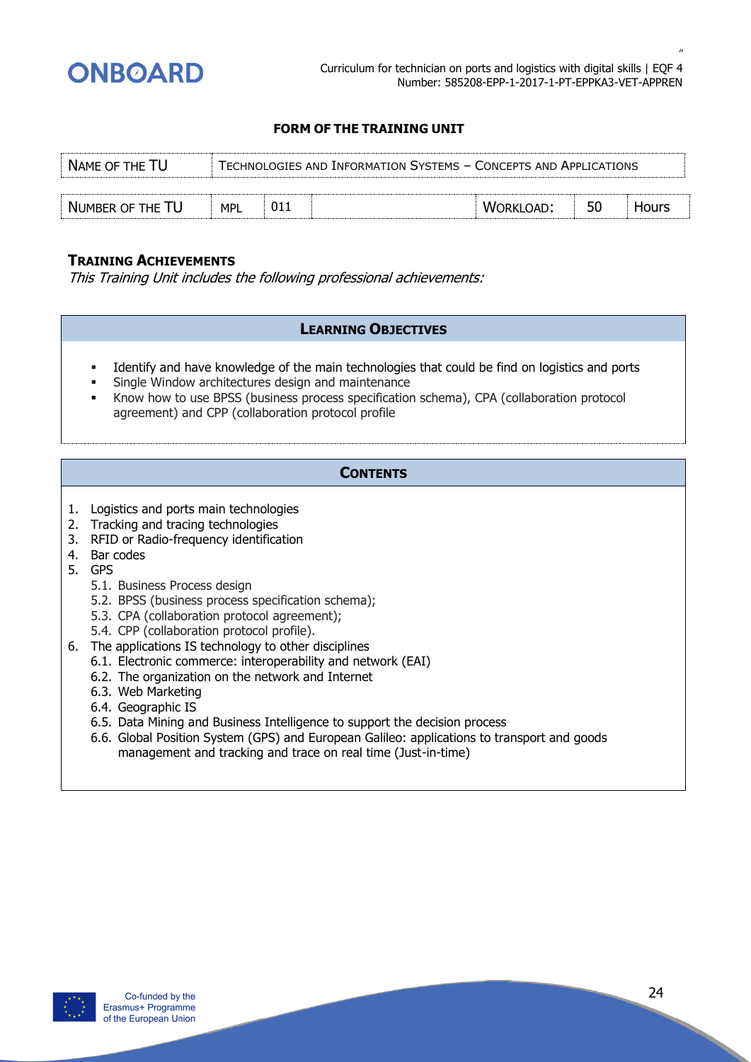## FORM OF THE TRAINING UNIT

| NAME OF THE TU | TECHNOLOGIES AND INFORMATION SYSTEMS – CONCEPTS AND APPLICATIONS | | | | | |
|---|---|---|---|---|---|---|
| NUMBER OF THE TU | MPL | 011 | | WORKLOAD: | 50 | Hours |

### TRAINING ACHIEVEMENTS

*This Training Unit includes the following professional achievements:*

### LEARNING OBJECTIVES

- Identify and have knowledge of the main technologies that could be find on logistics and ports
- Single Window architectures design and maintenance
- Know how to use BPSS (business process specification schema), CPA (collaboration protocol agreement) and CPP (collaboration protocol profile

### CONTENTS

1. Logistics and ports main technologies
2. Tracking and tracing technologies
3. RFID or Radio-frequency identification
4. Bar codes
5. GPS
   - 5.1. Business Process design
   - 5.2. BPSS (business process specification schema);
   - 5.3. CPA (collaboration protocol agreement);
   - 5.4. CPP (collaboration protocol profile).
6. The applications IS technology to other disciplines
   - 6.1. Electronic commerce: interoperability and network (EAI)
   - 6.2. The organization on the network and Internet
   - 6.3. Web Marketing
   - 6.4. Geographic IS
   - 6.5. Data Mining and Business Intelligence to support the decision process
   - 6.6. Global Position System (GPS) and European Galileo: applications to transport and goods management and tracking and trace on real time (Just-in-time)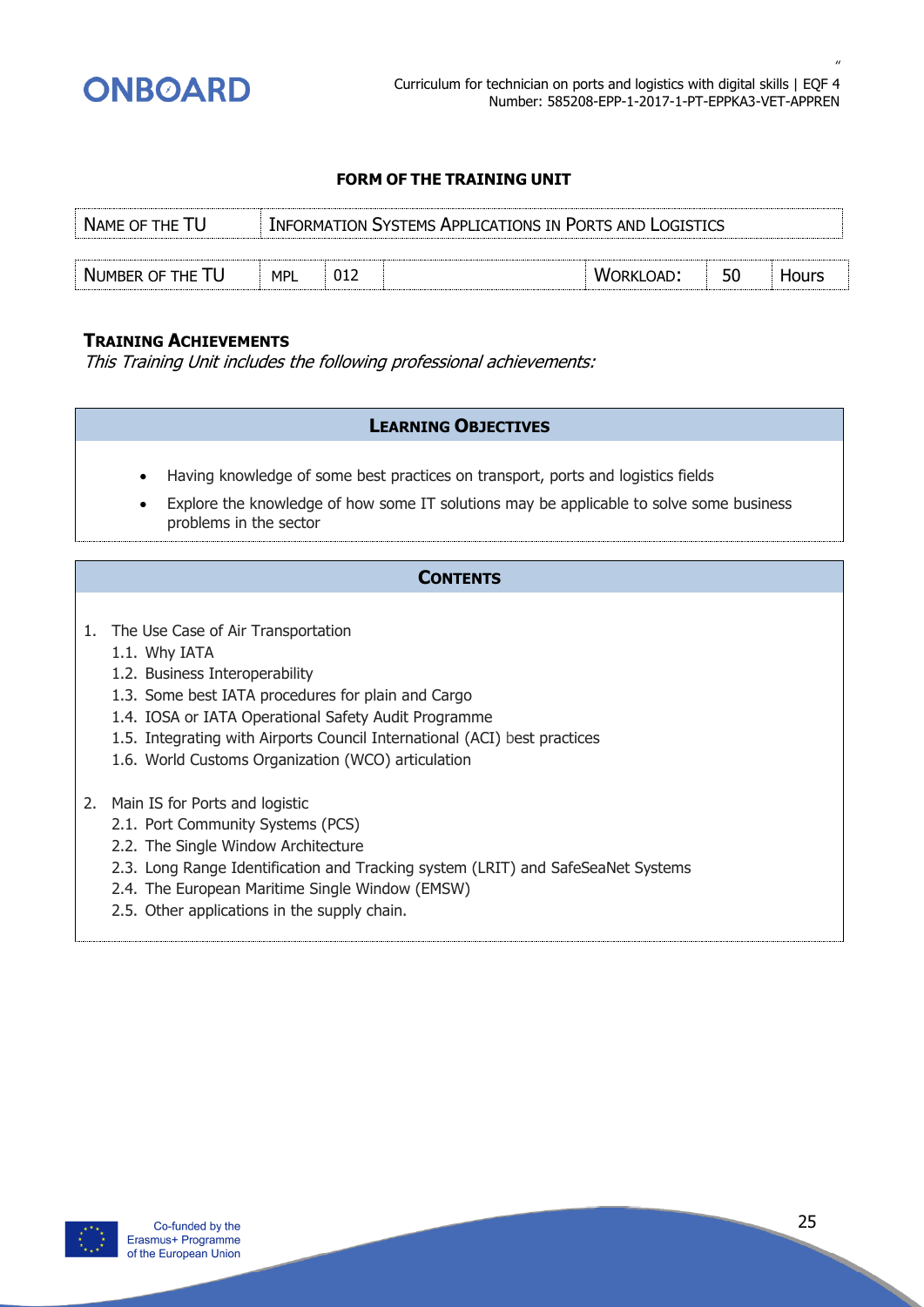## FORM OF THE TRAINING UNIT

| NAME OF THE TU | INFORMATION SYSTEMS APPLICATIONS IN PORTS AND LOGISTICS | | | | | |
|---|---|---|---|---|---|---|
| NUMBER OF THE TU | MPL | 012 | | WORKLOAD: | 50 | Hours |

### TRAINING ACHIEVEMENTS

*This Training Unit includes the following professional achievements:*

| LEARNING OBJECTIVES |
|---|
| • Having knowledge of some best practices on transport, ports and logistics fields<br>• Explore the knowledge of how some IT solutions may be applicable to solve some business problems in the sector |

### CONTENTS

1. The Use Case of Air Transportation
   1.1. Why IATA
   1.2. Business Interoperability
   1.3. Some best IATA procedures for plain and Cargo
   1.4. IOSA or IATA Operational Safety Audit Programme
   1.5. Integrating with Airports Council International (ACI) best practices
   1.6. World Customs Organization (WCO) articulation

2. Main IS for Ports and logistic
   2.1. Port Community Systems (PCS)
   2.2. The Single Window Architecture
   2.3. Long Range Identification and Tracking system (LRIT) and SafeSeaNet Systems
   2.4. The European Maritime Single Window (EMSW)
   2.5. Other applications in the supply chain.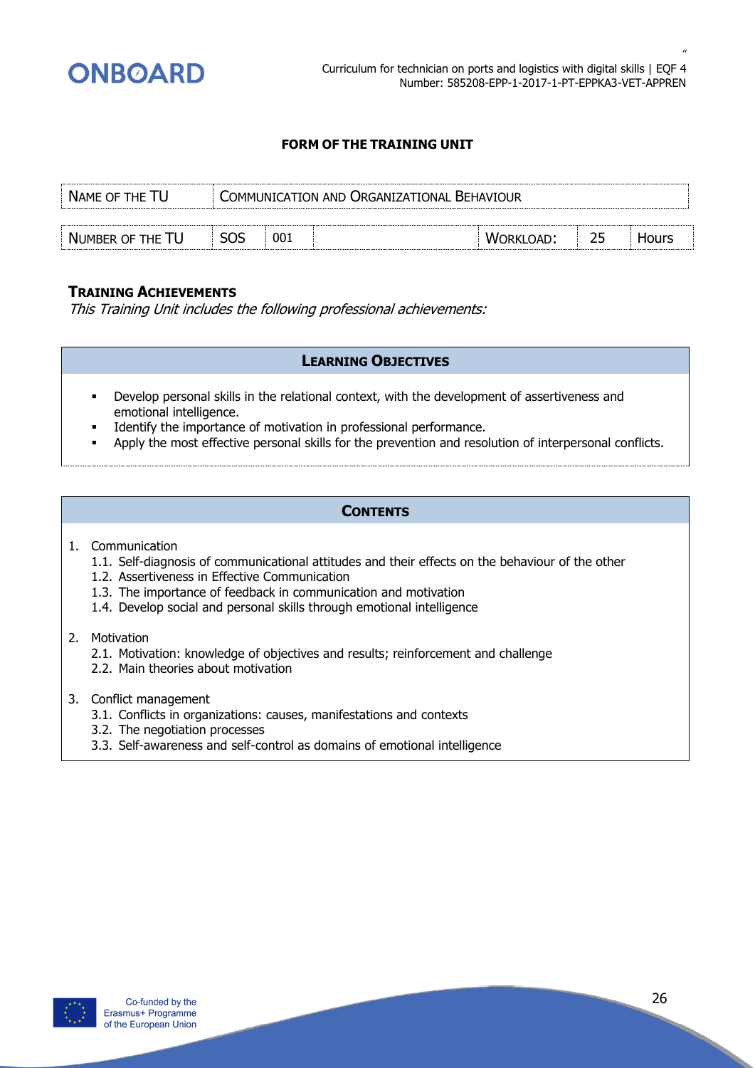**FORM OF THE TRAINING UNIT**

| NAME OF THE TU | COMMUNICATION AND ORGANIZATIONAL BEHAVIOUR | | | | | |
|---|---|---|---|---|---|---|
| NUMBER OF THE TU | SOS | 001 | | WORKLOAD: | 25 | Hours |

**TRAINING ACHIEVEMENTS**

*This Training Unit includes the following professional achievements:*

| LEARNING OBJECTIVES |
|---|
| ▪ Develop personal skills in the relational context, with the development of assertiveness and emotional intelligence. <br> ▪ Identify the importance of motivation in professional performance. <br> ▪ Apply the most effective personal skills for the prevention and resolution of interpersonal conflicts. |

**CONTENTS**

1. Communication
   1.1. Self-diagnosis of communicational attitudes and their effects on the behaviour of the other
   1.2. Assertiveness in Effective Communication
   1.3. The importance of feedback in communication and motivation
   1.4. Develop social and personal skills through emotional intelligence

2. Motivation
   2.1. Motivation: knowledge of objectives and results; reinforcement and challenge
   2.2. Main theories about motivation

3. Conflict management
   3.1. Conflicts in organizations: causes, manifestations and contexts
   3.2. The negotiation processes
   3.3. Self-awareness and self-control as domains of emotional intelligence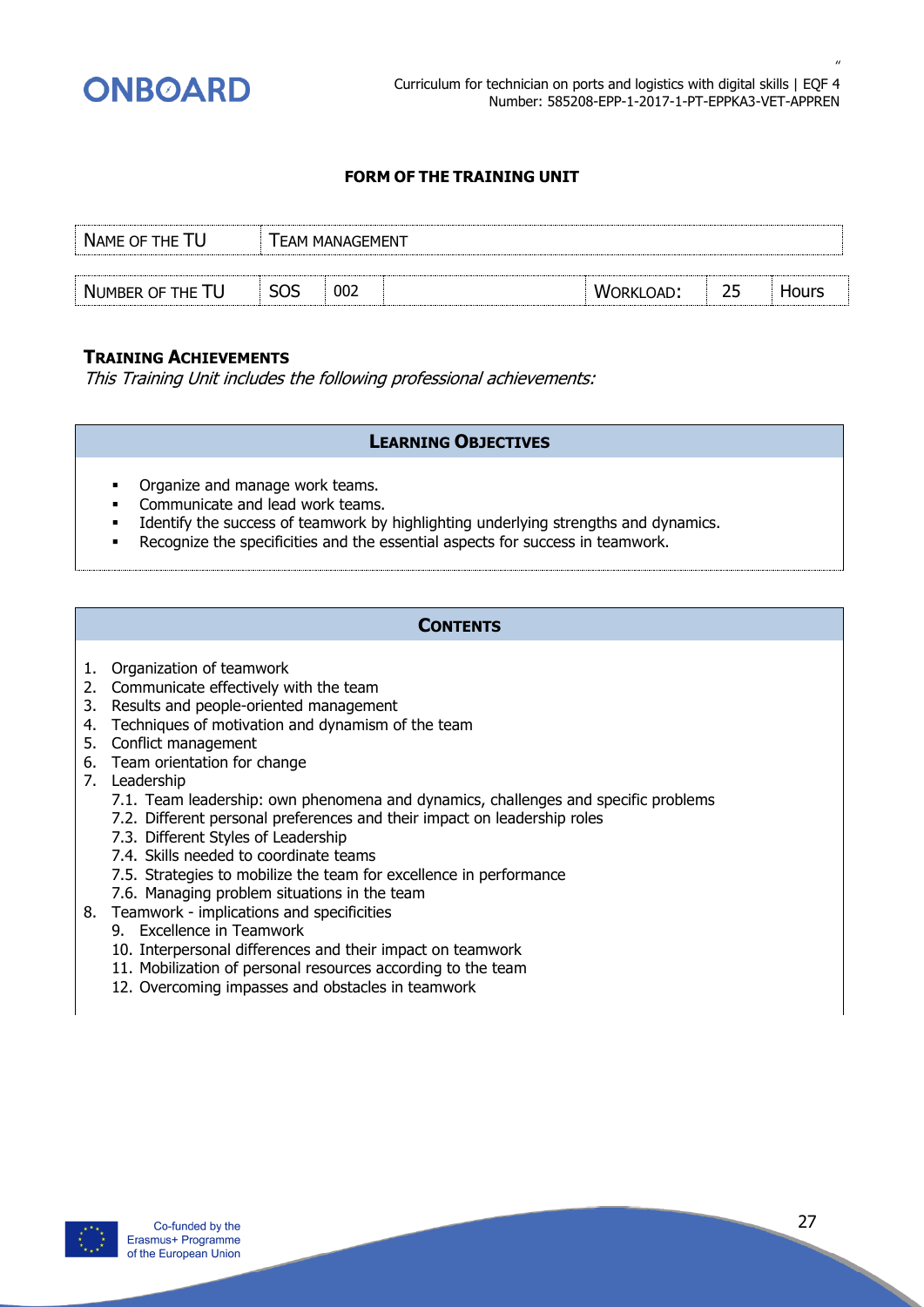**FORM OF THE TRAINING UNIT**

| NAME OF THE TU | TEAM MANAGEMENT | | | | | |
|---|---|---|---|---|---|---|
| NUMBER OF THE TU | SOS | 002 | | WORKLOAD: | 25 | Hours |

**TRAINING ACHIEVEMENTS**

*This Training Unit includes the following professional achievements:*

| LEARNING OBJECTIVES |
|---|
| ▪ Organize and manage work teams.<br>▪ Communicate and lead work teams.<br>▪ Identify the success of teamwork by highlighting underlying strengths and dynamics.<br>▪ Recognize the specificities and the essential aspects for success in teamwork. |

**CONTENTS**

1. Organization of teamwork
2. Communicate effectively with the team
3. Results and people-oriented management
4. Techniques of motivation and dynamism of the team
5. Conflict management
6. Team orientation for change
7. Leadership
   - 7.1. Team leadership: own phenomena and dynamics, challenges and specific problems
   - 7.2. Different personal preferences and their impact on leadership roles
   - 7.3. Different Styles of Leadership
   - 7.4. Skills needed to coordinate teams
   - 7.5. Strategies to mobilize the team for excellence in performance
   - 7.6. Managing problem situations in the team
8. Teamwork - implications and specificities
   - 9. Excellence in Teamwork
   - 10. Interpersonal differences and their impact on teamwork
   - 11. Mobilization of personal resources according to the team
   - 12. Overcoming impasses and obstacles in teamwork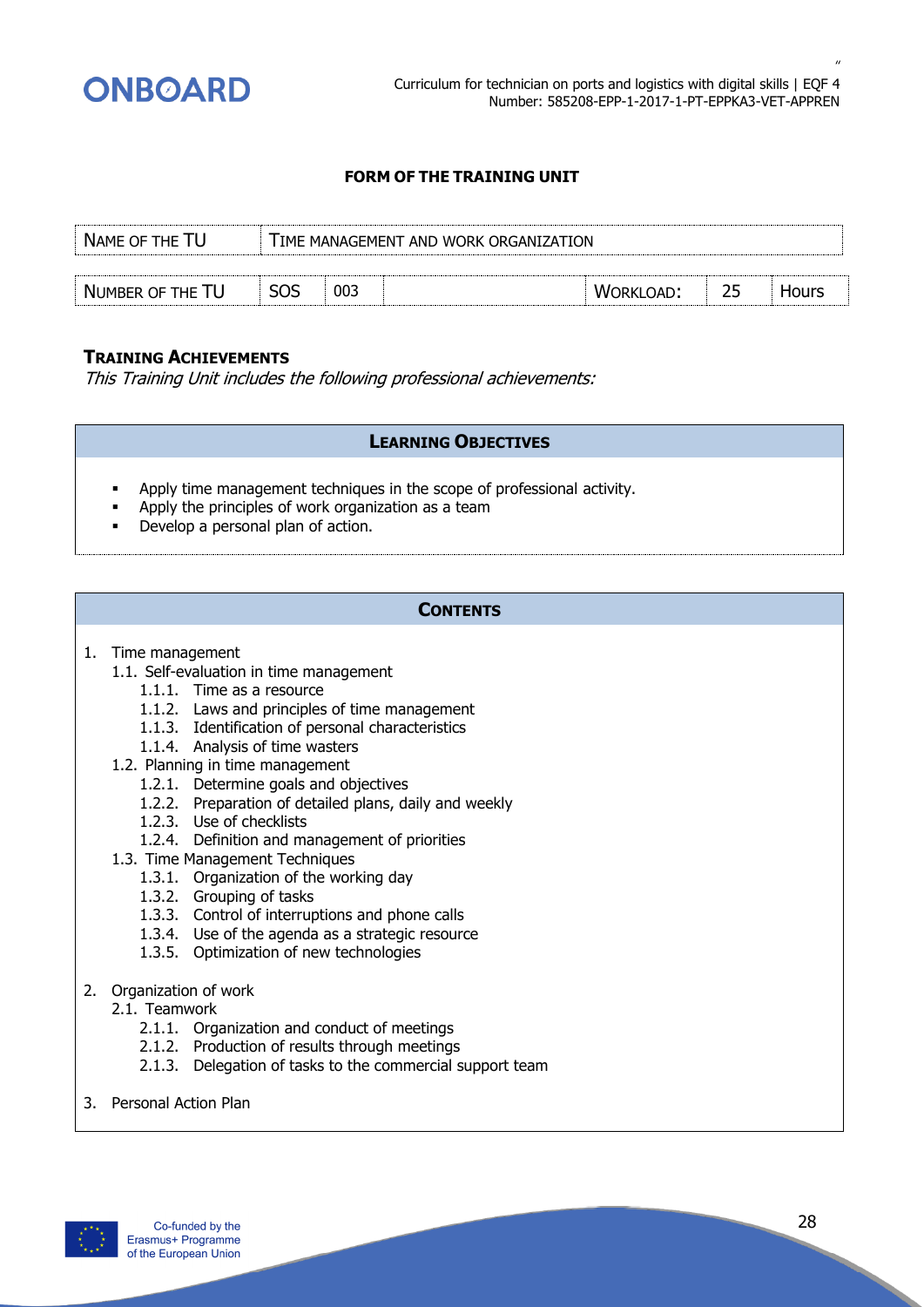**FORM OF THE TRAINING UNIT**

| NAME OF THE TU | TIME MANAGEMENT AND WORK ORGANIZATION | | | | | |
|---|---|---|---|---|---|---|
| NUMBER OF THE TU | SOS | 003 | | WORKLOAD: | 25 | Hours |

**TRAINING ACHIEVEMENTS**

*This Training Unit includes the following professional achievements:*

| LEARNING OBJECTIVES |
|---|
| ▪ Apply time management techniques in the scope of professional activity.<br>▪ Apply the principles of work organization as a team<br>▪ Develop a personal plan of action. |

**CONTENTS**

1. Time management
   - 1.1. Self-evaluation in time management
     - 1.1.1. Time as a resource
     - 1.1.2. Laws and principles of time management
     - 1.1.3. Identification of personal characteristics
     - 1.1.4. Analysis of time wasters
   - 1.2. Planning in time management
     - 1.2.1. Determine goals and objectives
     - 1.2.2. Preparation of detailed plans, daily and weekly
     - 1.2.3. Use of checklists
     - 1.2.4. Definition and management of priorities
   - 1.3. Time Management Techniques
     - 1.3.1. Organization of the working day
     - 1.3.2. Grouping of tasks
     - 1.3.3. Control of interruptions and phone calls
     - 1.3.4. Use of the agenda as a strategic resource
     - 1.3.5. Optimization of new technologies

2. Organization of work
   - 2.1. Teamwork
     - 2.1.1. Organization and conduct of meetings
     - 2.1.2. Production of results through meetings
     - 2.1.3. Delegation of tasks to the commercial support team

3. Personal Action Plan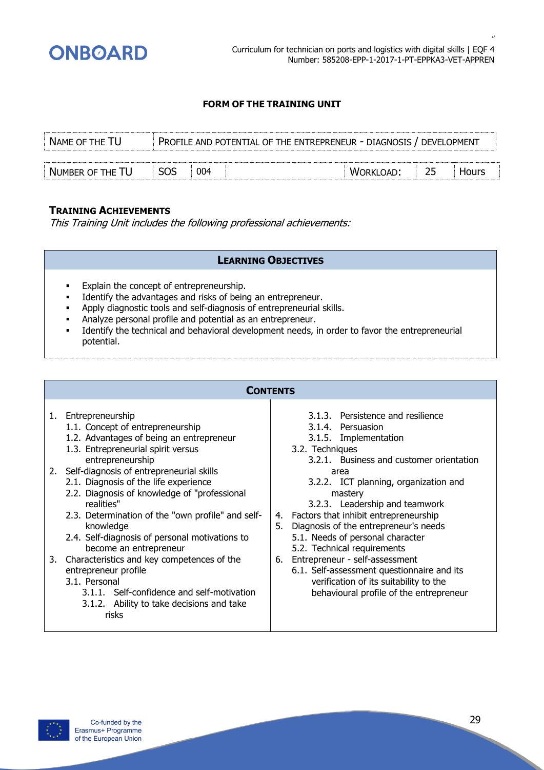**FORM OF THE TRAINING UNIT**

| NAME OF THE TU | PROFILE AND POTENTIAL OF THE ENTREPRENEUR - DIAGNOSIS / DEVELOPMENT | | | | | |
|---|---|---|---|---|---|---|
| NUMBER OF THE TU | SOS | 004 | | WORKLOAD: | 25 | Hours |

### TRAINING ACHIEVEMENTS

*This Training Unit includes the following professional achievements:*

### LEARNING OBJECTIVES

- Explain the concept of entrepreneurship.
- Identify the advantages and risks of being an entrepreneur.
- Apply diagnostic tools and self-diagnosis of entrepreneurial skills.
- Analyze personal profile and potential as an entrepreneur.
- Identify the technical and behavioral development needs, in order to favor the entrepreneurial potential.

### CONTENTS

1. Entrepreneurship
   - 1.1. Concept of entrepreneurship
   - 1.2. Advantages of being an entrepreneur
   - 1.3. Entrepreneurial spirit versus entrepreneurship
2. Self-diagnosis of entrepreneurial skills
   - 2.1. Diagnosis of the life experience
   - 2.2. Diagnosis of knowledge of "professional realities"
   - 2.3. Determination of the "own profile" and self-knowledge
   - 2.4. Self-diagnosis of personal motivations to become an entrepreneur
3. Characteristics and key competences of the entrepreneur profile
   - 3.1. Personal
     - 3.1.1. Self-confidence and self-motivation
     - 3.1.2. Ability to take decisions and take risks
     - 3.1.3. Persistence and resilience
     - 3.1.4. Persuasion
     - 3.1.5. Implementation
   - 3.2. Techniques
     - 3.2.1. Business and customer orientation area
     - 3.2.2. ICT planning, organization and mastery
     - 3.2.3. Leadership and teamwork
4. Factors that inhibit entrepreneurship
5. Diagnosis of the entrepreneur's needs
   - 5.1. Needs of personal character
   - 5.2. Technical requirements
6. Entrepreneur - self-assessment
   - 6.1. Self-assessment questionnaire and its verification of its suitability to the behavioural profile of the entrepreneur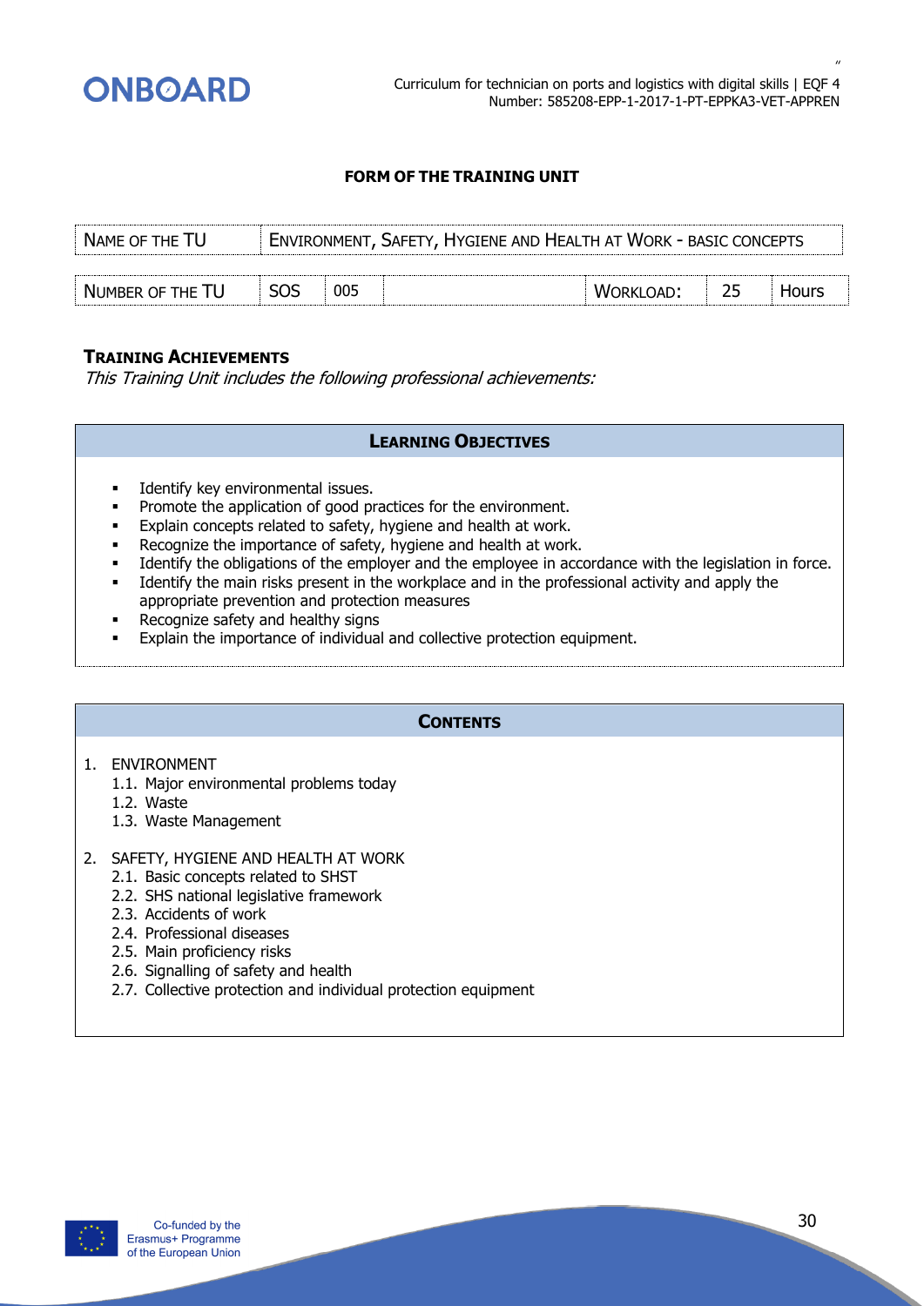## FORM OF THE TRAINING UNIT

| NAME OF THE TU | ENVIRONMENT, SAFETY, HYGIENE AND HEALTH AT WORK - BASIC CONCEPTS | | | | | |
|---|---|---|---|---|---|---|
| NUMBER OF THE TU | SOS | 005 | | WORKLOAD: | 25 | Hours |

### TRAINING ACHIEVEMENTS

*This Training Unit includes the following professional achievements:*

| LEARNING OBJECTIVES |
|---|
| ▪ Identify key environmental issues.<br>▪ Promote the application of good practices for the environment.<br>▪ Explain concepts related to safety, hygiene and health at work.<br>▪ Recognize the importance of safety, hygiene and health at work.<br>▪ Identify the obligations of the employer and the employee in accordance with the legislation in force.<br>▪ Identify the main risks present in the workplace and in the professional activity and apply the appropriate prevention and protection measures<br>▪ Recognize safety and healthy signs<br>▪ Explain the importance of individual and collective protection equipment. |

| CONTENTS |
|---|
| 1. ENVIRONMENT<br>1.1. Major environmental problems today<br>1.2. Waste<br>1.3. Waste Management<br><br>2. SAFETY, HYGIENE AND HEALTH AT WORK<br>2.1. Basic concepts related to SHST<br>2.2. SHS national legislative framework<br>2.3. Accidents of work<br>2.4. Professional diseases<br>2.5. Main proficiency risks<br>2.6. Signalling of safety and health<br>2.7. Collective protection and individual protection equipment |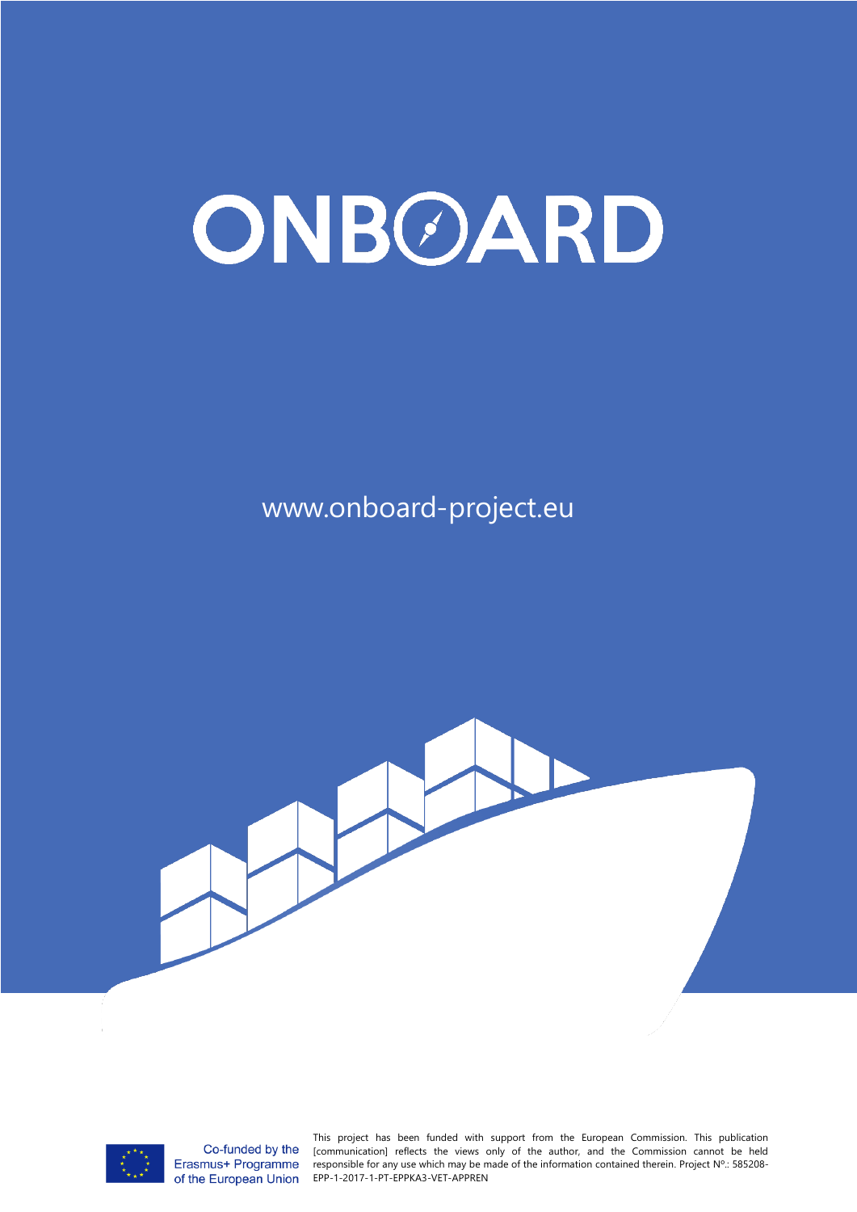# ONBOARD

www.onboard-project.eu

Co-funded by the Erasmus+ Programme of the European Union

This project has been funded with support from the European Commission. This publication [communication] reflects the views only of the author, and the Commission cannot be held responsible for any use which may be made of the information contained therein. Project Nº.: 585208-EPP-1-2017-1-PT-EPPKA3-VET-APPREN